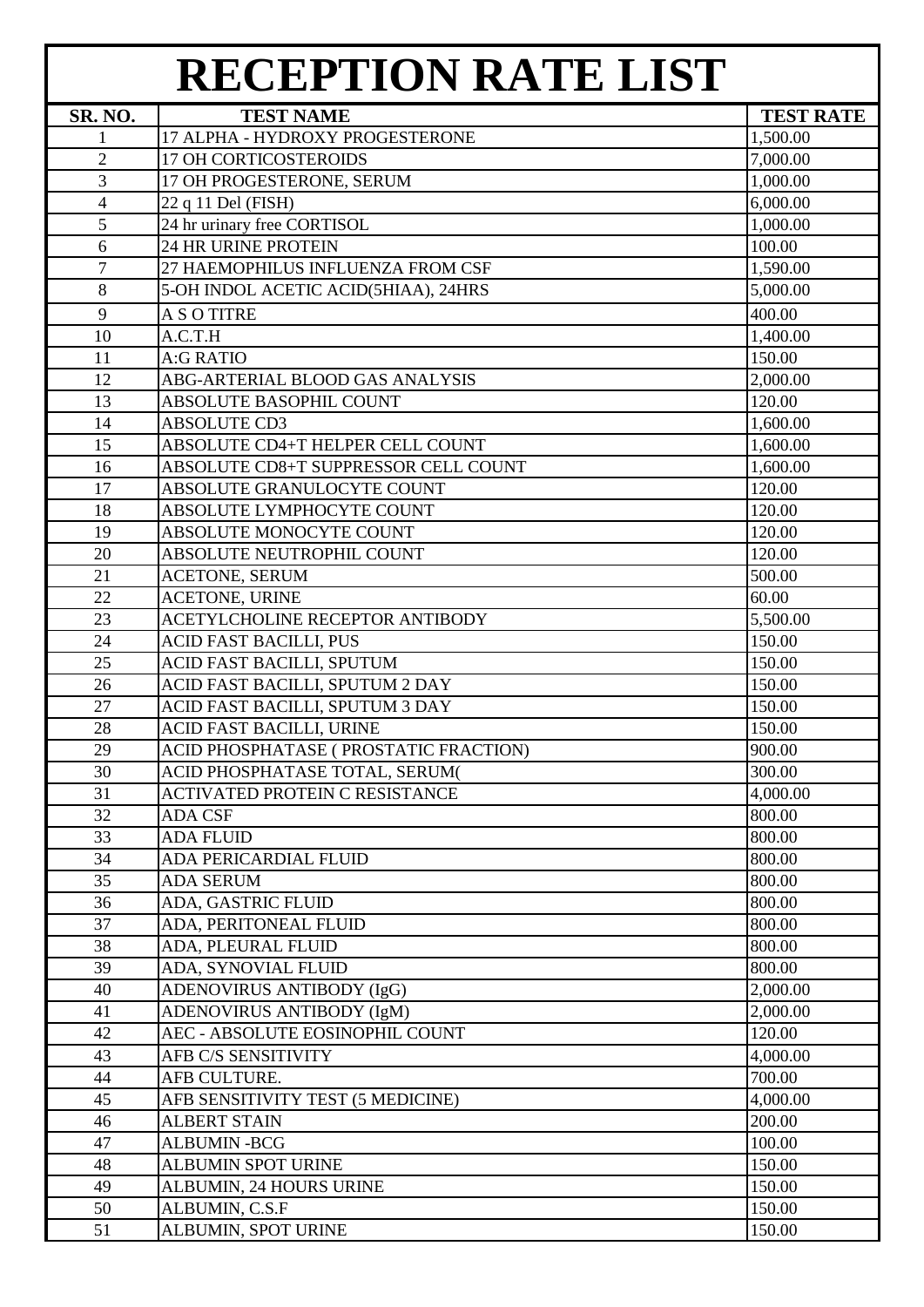# RECEPTION RATE LIST

| SR. NO. | TEST NAME | TEST RATE |
|---|---|---|
| 1 | 17 ALPHA - HYDROXY PROGESTERONE | 1,500.00 |
| 2 | 17 OH CORTICOSTEROIDS | 7,000.00 |
| 3 | 17 OH PROGESTERONE, SERUM | 1,000.00 |
| 4 | 22 q 11 Del (FISH) | 6,000.00 |
| 5 | 24 hr urinary free CORTISOL | 1,000.00 |
| 6 | 24 HR URINE PROTEIN | 100.00 |
| 7 | 27 HAEMOPHILUS INFLUENZA FROM CSF | 1,590.00 |
| 8 | 5-OH INDOL ACETIC ACID(5HIAA), 24HRS | 5,000.00 |
| 9 | A S O TITRE | 400.00 |
| 10 | A.C.T.H | 1,400.00 |
| 11 | A:G RATIO | 150.00 |
| 12 | ABG-ARTERIAL BLOOD GAS ANALYSIS | 2,000.00 |
| 13 | ABSOLUTE BASOPHIL COUNT | 120.00 |
| 14 | ABSOLUTE CD3 | 1,600.00 |
| 15 | ABSOLUTE CD4+T HELPER CELL COUNT | 1,600.00 |
| 16 | ABSOLUTE CD8+T SUPPRESSOR CELL COUNT | 1,600.00 |
| 17 | ABSOLUTE GRANULOCYTE COUNT | 120.00 |
| 18 | ABSOLUTE LYMPHOCYTE COUNT | 120.00 |
| 19 | ABSOLUTE MONOCYTE COUNT | 120.00 |
| 20 | ABSOLUTE NEUTROPHIL COUNT | 120.00 |
| 21 | ACETONE, SERUM | 500.00 |
| 22 | ACETONE, URINE | 60.00 |
| 23 | ACETYLCHOLINE RECEPTOR ANTIBODY | 5,500.00 |
| 24 | ACID FAST BACILLI, PUS | 150.00 |
| 25 | ACID FAST BACILLI, SPUTUM | 150.00 |
| 26 | ACID FAST BACILLI, SPUTUM 2 DAY | 150.00 |
| 27 | ACID FAST BACILLI, SPUTUM 3 DAY | 150.00 |
| 28 | ACID FAST BACILLI, URINE | 150.00 |
| 29 | ACID PHOSPHATASE ( PROSTATIC FRACTION) | 900.00 |
| 30 | ACID PHOSPHATASE TOTAL, SERUM( | 300.00 |
| 31 | ACTIVATED PROTEIN C RESISTANCE | 4,000.00 |
| 32 | ADA CSF | 800.00 |
| 33 | ADA FLUID | 800.00 |
| 34 | ADA PERICARDIAL FLUID | 800.00 |
| 35 | ADA SERUM | 800.00 |
| 36 | ADA, GASTRIC FLUID | 800.00 |
| 37 | ADA, PERITONEAL FLUID | 800.00 |
| 38 | ADA, PLEURAL FLUID | 800.00 |
| 39 | ADA, SYNOVIAL FLUID | 800.00 |
| 40 | ADENOVIRUS ANTIBODY (IgG) | 2,000.00 |
| 41 | ADENOVIRUS ANTIBODY (IgM) | 2,000.00 |
| 42 | AEC - ABSOLUTE EOSINOPHIL COUNT | 120.00 |
| 43 | AFB C/S SENSITIVITY | 4,000.00 |
| 44 | AFB CULTURE. | 700.00 |
| 45 | AFB SENSITIVITY TEST (5 MEDICINE) | 4,000.00 |
| 46 | ALBERT STAIN | 200.00 |
| 47 | ALBUMIN -BCG | 100.00 |
| 48 | ALBUMIN SPOT URINE | 150.00 |
| 49 | ALBUMIN, 24 HOURS URINE | 150.00 |
| 50 | ALBUMIN, C.S.F | 150.00 |
| 51 | ALBUMIN, SPOT URINE | 150.00 |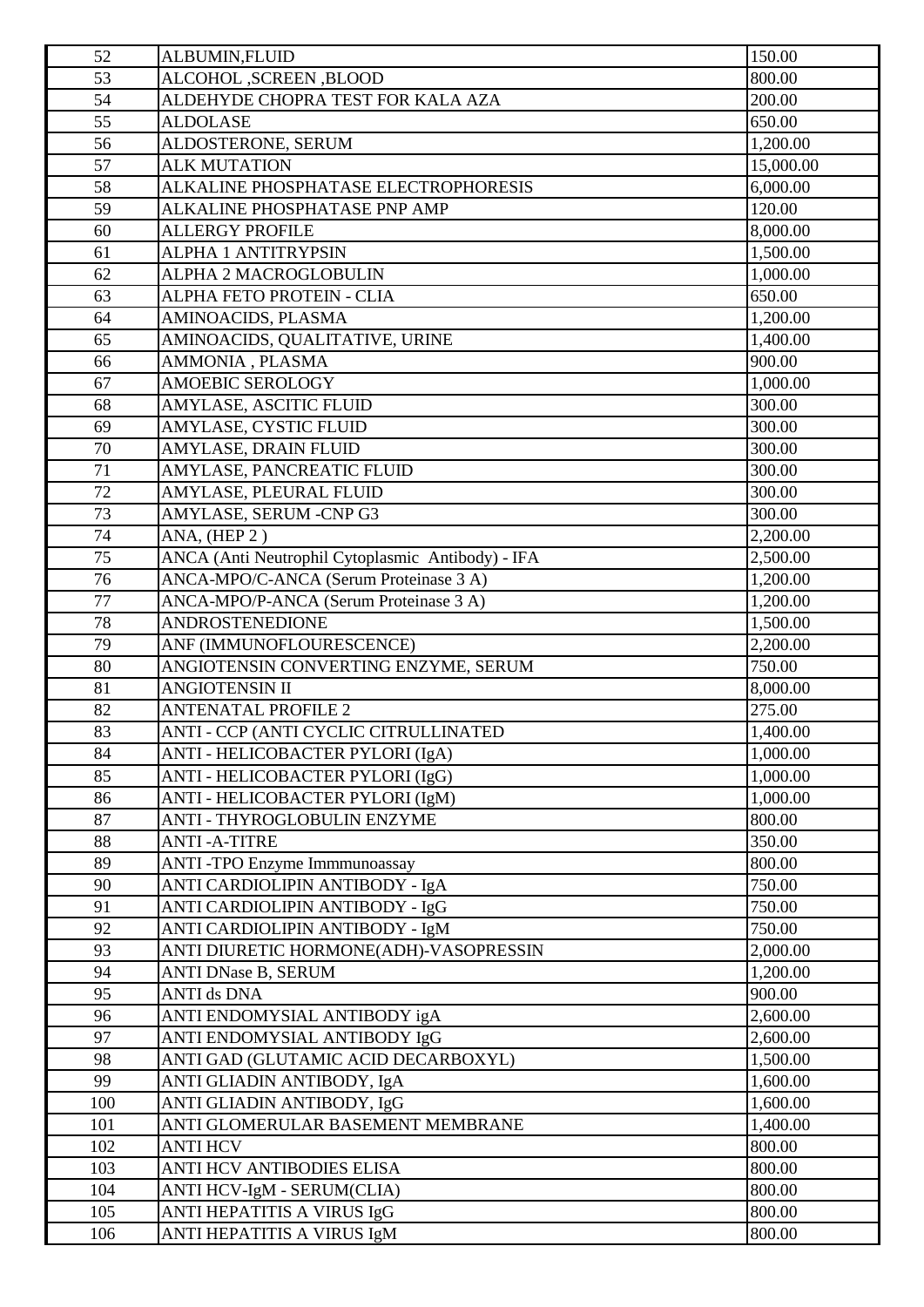| | | |
|---|---|---|
| 52 | ALBUMIN,FLUID | 150.00 |
| 53 | ALCOHOL ,SCREEN ,BLOOD | 800.00 |
| 54 | ALDEHYDE CHOPRA TEST FOR KALA AZA | 200.00 |
| 55 | ALDOLASE | 650.00 |
| 56 | ALDOSTERONE, SERUM | 1,200.00 |
| 57 | ALK MUTATION | 15,000.00 |
| 58 | ALKALINE PHOSPHATASE ELECTROPHORESIS | 6,000.00 |
| 59 | ALKALINE PHOSPHATASE PNP AMP | 120.00 |
| 60 | ALLERGY PROFILE | 8,000.00 |
| 61 | ALPHA 1 ANTITRYPSIN | 1,500.00 |
| 62 | ALPHA 2 MACROGLOBULIN | 1,000.00 |
| 63 | ALPHA FETO PROTEIN - CLIA | 650.00 |
| 64 | AMINOACIDS, PLASMA | 1,200.00 |
| 65 | AMINOACIDS, QUALITATIVE, URINE | 1,400.00 |
| 66 | AMMONIA , PLASMA | 900.00 |
| 67 | AMOEBIC SEROLOGY | 1,000.00 |
| 68 | AMYLASE, ASCITIC FLUID | 300.00 |
| 69 | AMYLASE, CYSTIC FLUID | 300.00 |
| 70 | AMYLASE, DRAIN FLUID | 300.00 |
| 71 | AMYLASE, PANCREATIC FLUID | 300.00 |
| 72 | AMYLASE, PLEURAL FLUID | 300.00 |
| 73 | AMYLASE, SERUM -CNP G3 | 300.00 |
| 74 | ANA, (HEP 2 ) | 2,200.00 |
| 75 | ANCA (Anti Neutrophil Cytoplasmic Antibody) - IFA | 2,500.00 |
| 76 | ANCA-MPO/C-ANCA (Serum Proteinase 3 A) | 1,200.00 |
| 77 | ANCA-MPO/P-ANCA (Serum Proteinase 3 A) | 1,200.00 |
| 78 | ANDROSTENEDIONE | 1,500.00 |
| 79 | ANF (IMMUNOFLOURESCENCE) | 2,200.00 |
| 80 | ANGIOTENSIN CONVERTING ENZYME, SERUM | 750.00 |
| 81 | ANGIOTENSIN II | 8,000.00 |
| 82 | ANTENATAL PROFILE 2 | 275.00 |
| 83 | ANTI - CCP (ANTI CYCLIC CITRULLINATED | 1,400.00 |
| 84 | ANTI - HELICOBACTER PYLORI (IgA) | 1,000.00 |
| 85 | ANTI - HELICOBACTER PYLORI (IgG) | 1,000.00 |
| 86 | ANTI - HELICOBACTER PYLORI (IgM) | 1,000.00 |
| 87 | ANTI - THYROGLOBULIN ENZYME | 800.00 |
| 88 | ANTI -A-TITRE | 350.00 |
| 89 | ANTI -TPO Enzyme Immmunoassay | 800.00 |
| 90 | ANTI CARDIOLIPIN ANTIBODY - IgA | 750.00 |
| 91 | ANTI CARDIOLIPIN ANTIBODY - IgG | 750.00 |
| 92 | ANTI CARDIOLIPIN ANTIBODY - IgM | 750.00 |
| 93 | ANTI DIURETIC HORMONE(ADH)-VASOPRESSIN | 2,000.00 |
| 94 | ANTI DNase B, SERUM | 1,200.00 |
| 95 | ANTI ds DNA | 900.00 |
| 96 | ANTI ENDOMYSIAL ANTIBODY igA | 2,600.00 |
| 97 | ANTI ENDOMYSIAL ANTIBODY IgG | 2,600.00 |
| 98 | ANTI GAD (GLUTAMIC ACID DECARBOXYL) | 1,500.00 |
| 99 | ANTI GLIADIN ANTIBODY, IgA | 1,600.00 |
| 100 | ANTI GLIADIN ANTIBODY, IgG | 1,600.00 |
| 101 | ANTI GLOMERULAR BASEMENT MEMBRANE | 1,400.00 |
| 102 | ANTI HCV | 800.00 |
| 103 | ANTI HCV ANTIBODIES ELISA | 800.00 |
| 104 | ANTI HCV-IgM - SERUM(CLIA) | 800.00 |
| 105 | ANTI HEPATITIS A VIRUS IgG | 800.00 |
| 106 | ANTI HEPATITIS A VIRUS IgM | 800.00 |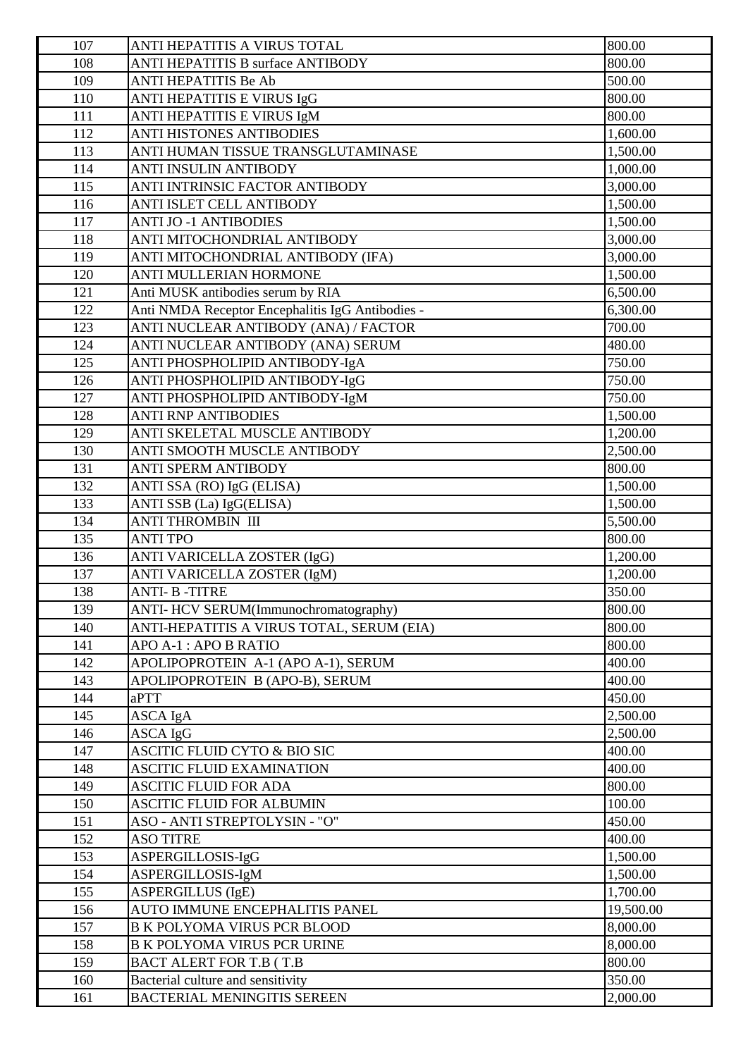| | | |
|---|---|---|
| 107 | ANTI HEPATITIS A VIRUS TOTAL | 800.00 |
| 108 | ANTI HEPATITIS B surface ANTIBODY | 800.00 |
| 109 | ANTI HEPATITIS Be Ab | 500.00 |
| 110 | ANTI HEPATITIS E VIRUS IgG | 800.00 |
| 111 | ANTI HEPATITIS E VIRUS IgM | 800.00 |
| 112 | ANTI HISTONES ANTIBODIES | 1,600.00 |
| 113 | ANTI HUMAN TISSUE TRANSGLUTAMINASE | 1,500.00 |
| 114 | ANTI INSULIN ANTIBODY | 1,000.00 |
| 115 | ANTI INTRINSIC FACTOR ANTIBODY | 3,000.00 |
| 116 | ANTI ISLET CELL ANTIBODY | 1,500.00 |
| 117 | ANTI JO -1 ANTIBODIES | 1,500.00 |
| 118 | ANTI MITOCHONDRIAL ANTIBODY | 3,000.00 |
| 119 | ANTI MITOCHONDRIAL ANTIBODY (IFA) | 3,000.00 |
| 120 | ANTI MULLERIAN HORMONE | 1,500.00 |
| 121 | Anti MUSK antibodies serum by RIA | 6,500.00 |
| 122 | Anti NMDA Receptor Encephalitis IgG Antibodies - | 6,300.00 |
| 123 | ANTI NUCLEAR ANTIBODY (ANA) / FACTOR | 700.00 |
| 124 | ANTI NUCLEAR ANTIBODY (ANA) SERUM | 480.00 |
| 125 | ANTI PHOSPHOLIPID ANTIBODY-IgA | 750.00 |
| 126 | ANTI PHOSPHOLIPID ANTIBODY-IgG | 750.00 |
| 127 | ANTI PHOSPHOLIPID ANTIBODY-IgM | 750.00 |
| 128 | ANTI RNP ANTIBODIES | 1,500.00 |
| 129 | ANTI SKELETAL MUSCLE ANTIBODY | 1,200.00 |
| 130 | ANTI SMOOTH MUSCLE ANTIBODY | 2,500.00 |
| 131 | ANTI SPERM ANTIBODY | 800.00 |
| 132 | ANTI SSA (RO) IgG (ELISA) | 1,500.00 |
| 133 | ANTI SSB (La) IgG(ELISA) | 1,500.00 |
| 134 | ANTI THROMBIN III | 5,500.00 |
| 135 | ANTI TPO | 800.00 |
| 136 | ANTI VARICELLA ZOSTER (IgG) | 1,200.00 |
| 137 | ANTI VARICELLA ZOSTER (IgM) | 1,200.00 |
| 138 | ANTI- B -TITRE | 350.00 |
| 139 | ANTI- HCV SERUM(Immunochromatography) | 800.00 |
| 140 | ANTI-HEPATITIS A VIRUS TOTAL, SERUM (EIA) | 800.00 |
| 141 | APO A-1 : APO B RATIO | 800.00 |
| 142 | APOLIPOPROTEIN A-1 (APO A-1), SERUM | 400.00 |
| 143 | APOLIPOPROTEIN B (APO-B), SERUM | 400.00 |
| 144 | aPTT | 450.00 |
| 145 | ASCA IgA | 2,500.00 |
| 146 | ASCA IgG | 2,500.00 |
| 147 | ASCITIC FLUID CYTO & BIO SIC | 400.00 |
| 148 | ASCITIC FLUID EXAMINATION | 400.00 |
| 149 | ASCITIC FLUID FOR ADA | 800.00 |
| 150 | ASCITIC FLUID FOR ALBUMIN | 100.00 |
| 151 | ASO - ANTI STREPTOLYSIN - "O" | 450.00 |
| 152 | ASO TITRE | 400.00 |
| 153 | ASPERGILLOSIS-IgG | 1,500.00 |
| 154 | ASPERGILLOSIS-IgM | 1,500.00 |
| 155 | ASPERGILLUS (IgE) | 1,700.00 |
| 156 | AUTO IMMUNE ENCEPHALITIS PANEL | 19,500.00 |
| 157 | B K POLYOMA VIRUS PCR BLOOD | 8,000.00 |
| 158 | B K POLYOMA VIRUS PCR URINE | 8,000.00 |
| 159 | BACT ALERT FOR T.B ( T.B | 800.00 |
| 160 | Bacterial culture and sensitivity | 350.00 |
| 161 | BACTERIAL MENINGITIS SEREEN | 2,000.00 |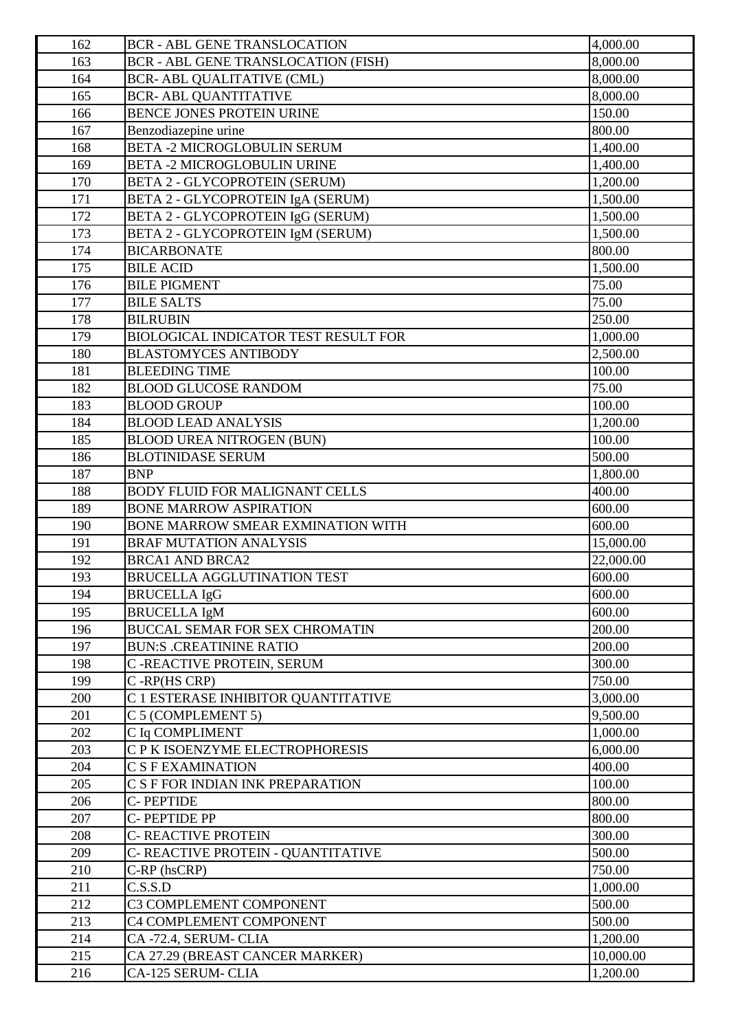| | | |
|---|---|---|
| 162 | BCR - ABL GENE TRANSLOCATION | 4,000.00 |
| 163 | BCR - ABL GENE TRANSLOCATION (FISH) | 8,000.00 |
| 164 | BCR- ABL QUALITATIVE (CML) | 8,000.00 |
| 165 | BCR- ABL QUANTITATIVE | 8,000.00 |
| 166 | BENCE JONES PROTEIN URINE | 150.00 |
| 167 | Benzodiazepine urine | 800.00 |
| 168 | BETA -2 MICROGLOBULIN SERUM | 1,400.00 |
| 169 | BETA -2 MICROGLOBULIN URINE | 1,400.00 |
| 170 | BETA 2 - GLYCOPROTEIN (SERUM) | 1,200.00 |
| 171 | BETA 2 - GLYCOPROTEIN IgA (SERUM) | 1,500.00 |
| 172 | BETA 2 - GLYCOPROTEIN IgG (SERUM) | 1,500.00 |
| 173 | BETA 2 - GLYCOPROTEIN IgM (SERUM) | 1,500.00 |
| 174 | BICARBONATE | 800.00 |
| 175 | BILE ACID | 1,500.00 |
| 176 | BILE PIGMENT | 75.00 |
| 177 | BILE SALTS | 75.00 |
| 178 | BILRUBIN | 250.00 |
| 179 | BIOLOGICAL INDICATOR TEST RESULT FOR | 1,000.00 |
| 180 | BLASTOMYCES ANTIBODY | 2,500.00 |
| 181 | BLEEDING TIME | 100.00 |
| 182 | BLOOD GLUCOSE RANDOM | 75.00 |
| 183 | BLOOD GROUP | 100.00 |
| 184 | BLOOD LEAD ANALYSIS | 1,200.00 |
| 185 | BLOOD UREA NITROGEN (BUN) | 100.00 |
| 186 | BLOTINIDASE SERUM | 500.00 |
| 187 | BNP | 1,800.00 |
| 188 | BODY FLUID FOR MALIGNANT CELLS | 400.00 |
| 189 | BONE MARROW ASPIRATION | 600.00 |
| 190 | BONE MARROW SMEAR EXMINATION WITH | 600.00 |
| 191 | BRAF MUTATION ANALYSIS | 15,000.00 |
| 192 | BRCA1 AND BRCA2 | 22,000.00 |
| 193 | BRUCELLA AGGLUTINATION TEST | 600.00 |
| 194 | BRUCELLA IgG | 600.00 |
| 195 | BRUCELLA IgM | 600.00 |
| 196 | BUCCAL SEMAR FOR SEX CHROMATIN | 200.00 |
| 197 | BUN:S .CREATININE RATIO | 200.00 |
| 198 | C -REACTIVE PROTEIN, SERUM | 300.00 |
| 199 | C -RP(HS CRP) | 750.00 |
| 200 | C 1 ESTERASE INHIBITOR QUANTITATIVE | 3,000.00 |
| 201 | C 5 (COMPLEMENT 5) | 9,500.00 |
| 202 | C Iq COMPLIMENT | 1,000.00 |
| 203 | C P K ISOENZYME ELECTROPHORESIS | 6,000.00 |
| 204 | C S F EXAMINATION | 400.00 |
| 205 | C S F FOR INDIAN INK PREPARATION | 100.00 |
| 206 | C- PEPTIDE | 800.00 |
| 207 | C- PEPTIDE PP | 800.00 |
| 208 | C- REACTIVE PROTEIN | 300.00 |
| 209 | C- REACTIVE PROTEIN - QUANTITATIVE | 500.00 |
| 210 | C-RP (hsCRP) | 750.00 |
| 211 | C.S.S.D | 1,000.00 |
| 212 | C3 COMPLEMENT COMPONENT | 500.00 |
| 213 | C4 COMPLEMENT COMPONENT | 500.00 |
| 214 | CA -72.4, SERUM- CLIA | 1,200.00 |
| 215 | CA 27.29 (BREAST CANCER MARKER) | 10,000.00 |
| 216 | CA-125 SERUM- CLIA | 1,200.00 |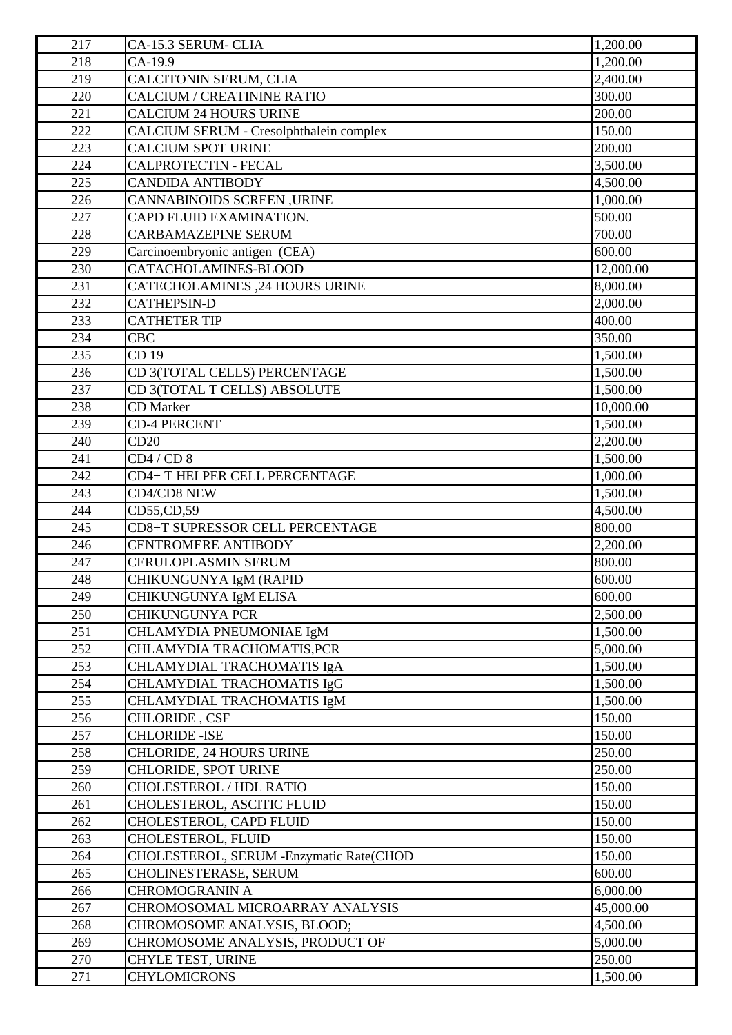| | | |
|---|---|---|
| 217 | CA-15.3 SERUM- CLIA | 1,200.00 |
| 218 | CA-19.9 | 1,200.00 |
| 219 | CALCITONIN SERUM, CLIA | 2,400.00 |
| 220 | CALCIUM / CREATININE RATIO | 300.00 |
| 221 | CALCIUM 24 HOURS URINE | 200.00 |
| 222 | CALCIUM SERUM - Cresolphthalein complex | 150.00 |
| 223 | CALCIUM SPOT URINE | 200.00 |
| 224 | CALPROTECTIN - FECAL | 3,500.00 |
| 225 | CANDIDA ANTIBODY | 4,500.00 |
| 226 | CANNABINOIDS SCREEN ,URINE | 1,000.00 |
| 227 | CAPD FLUID EXAMINATION. | 500.00 |
| 228 | CARBAMAZEPINE SERUM | 700.00 |
| 229 | Carcinoembryonic antigen (CEA) | 600.00 |
| 230 | CATACHOLAMINES-BLOOD | 12,000.00 |
| 231 | CATECHOLAMINES ,24 HOURS URINE | 8,000.00 |
| 232 | CATHEPSIN-D | 2,000.00 |
| 233 | CATHETER TIP | 400.00 |
| 234 | CBC | 350.00 |
| 235 | CD 19 | 1,500.00 |
| 236 | CD 3(TOTAL CELLS) PERCENTAGE | 1,500.00 |
| 237 | CD 3(TOTAL T CELLS) ABSOLUTE | 1,500.00 |
| 238 | CD Marker | 10,000.00 |
| 239 | CD-4 PERCENT | 1,500.00 |
| 240 | CD20 | 2,200.00 |
| 241 | CD4 / CD 8 | 1,500.00 |
| 242 | CD4+ T HELPER CELL PERCENTAGE | 1,000.00 |
| 243 | CD4/CD8 NEW | 1,500.00 |
| 244 | CD55,CD,59 | 4,500.00 |
| 245 | CD8+T SUPRESSOR CELL PERCENTAGE | 800.00 |
| 246 | CENTROMERE ANTIBODY | 2,200.00 |
| 247 | CERULOPLASMIN SERUM | 800.00 |
| 248 | CHIKUNGUNYA IgM (RAPID | 600.00 |
| 249 | CHIKUNGUNYA IgM ELISA | 600.00 |
| 250 | CHIKUNGUNYA PCR | 2,500.00 |
| 251 | CHLAMYDIA PNEUMONIAE IgM | 1,500.00 |
| 252 | CHLAMYDIA TRACHOMATIS,PCR | 5,000.00 |
| 253 | CHLAMYDIAL TRACHOMATIS IgA | 1,500.00 |
| 254 | CHLAMYDIAL TRACHOMATIS IgG | 1,500.00 |
| 255 | CHLAMYDIAL TRACHOMATIS IgM | 1,500.00 |
| 256 | CHLORIDE , CSF | 150.00 |
| 257 | CHLORIDE -ISE | 150.00 |
| 258 | CHLORIDE, 24 HOURS URINE | 250.00 |
| 259 | CHLORIDE, SPOT URINE | 250.00 |
| 260 | CHOLESTEROL / HDL RATIO | 150.00 |
| 261 | CHOLESTEROL, ASCITIC FLUID | 150.00 |
| 262 | CHOLESTEROL, CAPD FLUID | 150.00 |
| 263 | CHOLESTEROL, FLUID | 150.00 |
| 264 | CHOLESTEROL, SERUM -Enzymatic Rate(CHOD | 150.00 |
| 265 | CHOLINESTERASE, SERUM | 600.00 |
| 266 | CHROMOGRANIN A | 6,000.00 |
| 267 | CHROMOSOMAL MICROARRAY ANALYSIS | 45,000.00 |
| 268 | CHROMOSOME ANALYSIS, BLOOD; | 4,500.00 |
| 269 | CHROMOSOME ANALYSIS, PRODUCT OF | 5,000.00 |
| 270 | CHYLE TEST, URINE | 250.00 |
| 271 | CHYLOMICRONS | 1,500.00 |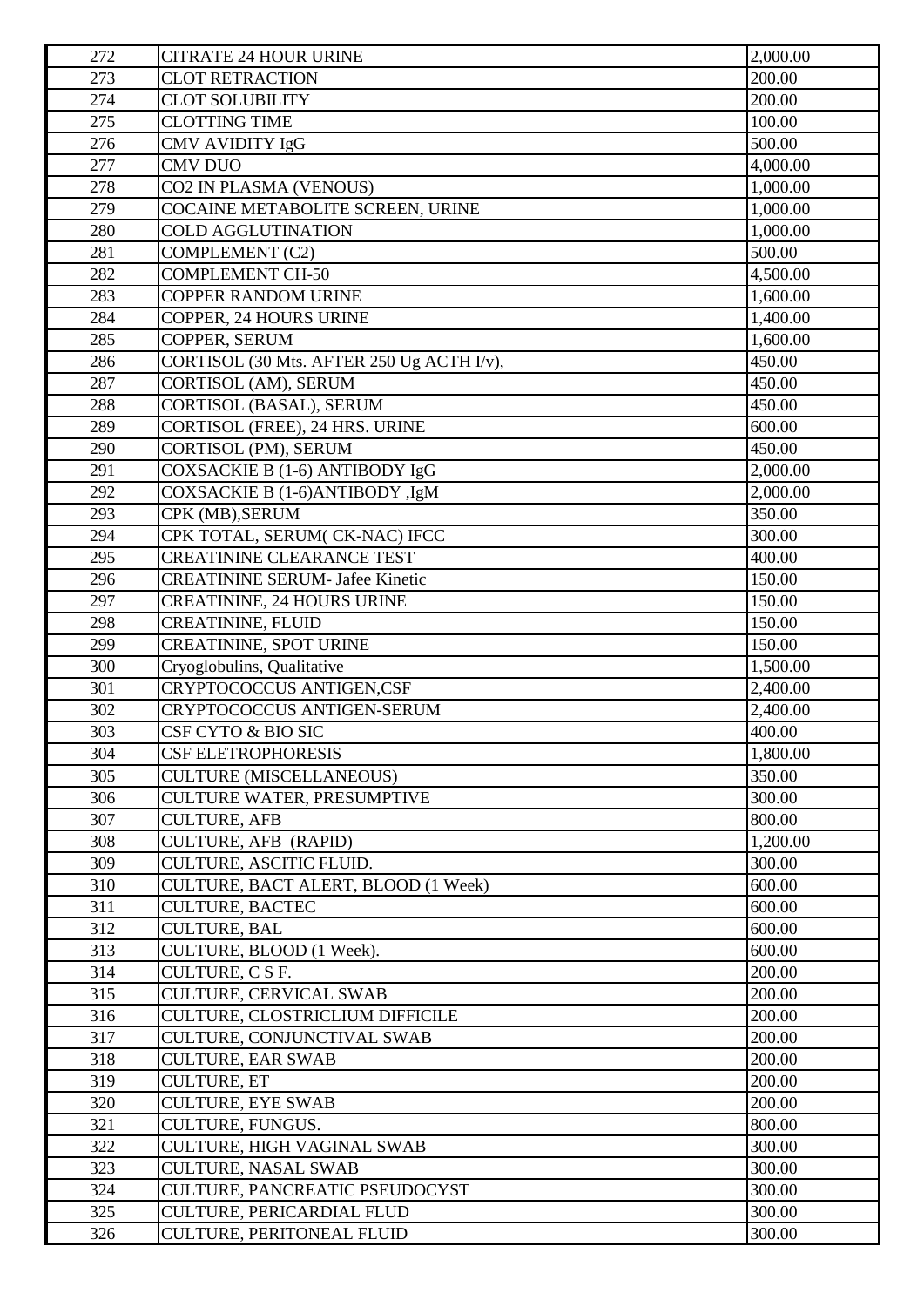| | | |
|---|---|---|
| 272 | CITRATE 24 HOUR URINE | 2,000.00 |
| 273 | CLOT RETRACTION | 200.00 |
| 274 | CLOT SOLUBILITY | 200.00 |
| 275 | CLOTTING TIME | 100.00 |
| 276 | CMV AVIDITY IgG | 500.00 |
| 277 | CMV DUO | 4,000.00 |
| 278 | CO2 IN PLASMA (VENOUS) | 1,000.00 |
| 279 | COCAINE METABOLITE SCREEN, URINE | 1,000.00 |
| 280 | COLD AGGLUTINATION | 1,000.00 |
| 281 | COMPLEMENT (C2) | 500.00 |
| 282 | COMPLEMENT CH-50 | 4,500.00 |
| 283 | COPPER RANDOM URINE | 1,600.00 |
| 284 | COPPER, 24 HOURS URINE | 1,400.00 |
| 285 | COPPER, SERUM | 1,600.00 |
| 286 | CORTISOL (30 Mts. AFTER 250 Ug ACTH I/v), | 450.00 |
| 287 | CORTISOL (AM), SERUM | 450.00 |
| 288 | CORTISOL (BASAL), SERUM | 450.00 |
| 289 | CORTISOL (FREE), 24 HRS. URINE | 600.00 |
| 290 | CORTISOL (PM), SERUM | 450.00 |
| 291 | COXSACKIE B (1-6) ANTIBODY IgG | 2,000.00 |
| 292 | COXSACKIE B (1-6)ANTIBODY ,IgM | 2,000.00 |
| 293 | CPK (MB),SERUM | 350.00 |
| 294 | CPK TOTAL, SERUM( CK-NAC) IFCC | 300.00 |
| 295 | CREATININE CLEARANCE TEST | 400.00 |
| 296 | CREATININE SERUM- Jafee Kinetic | 150.00 |
| 297 | CREATININE, 24 HOURS URINE | 150.00 |
| 298 | CREATININE, FLUID | 150.00 |
| 299 | CREATININE, SPOT URINE | 150.00 |
| 300 | Cryoglobulins, Qualitative | 1,500.00 |
| 301 | CRYPTOCOCCUS ANTIGEN,CSF | 2,400.00 |
| 302 | CRYPTOCOCCUS ANTIGEN-SERUM | 2,400.00 |
| 303 | CSF CYTO & BIO SIC | 400.00 |
| 304 | CSF ELETROPHORESIS | 1,800.00 |
| 305 | CULTURE (MISCELLANEOUS) | 350.00 |
| 306 | CULTURE WATER, PRESUMPTIVE | 300.00 |
| 307 | CULTURE, AFB | 800.00 |
| 308 | CULTURE, AFB (RAPID) | 1,200.00 |
| 309 | CULTURE, ASCITIC FLUID. | 300.00 |
| 310 | CULTURE, BACT ALERT, BLOOD (1 Week) | 600.00 |
| 311 | CULTURE, BACTEC | 600.00 |
| 312 | CULTURE, BAL | 600.00 |
| 313 | CULTURE, BLOOD (1 Week). | 600.00 |
| 314 | CULTURE, C S F. | 200.00 |
| 315 | CULTURE, CERVICAL SWAB | 200.00 |
| 316 | CULTURE, CLOSTRICLIUM DIFFICILE | 200.00 |
| 317 | CULTURE, CONJUNCTIVAL SWAB | 200.00 |
| 318 | CULTURE, EAR SWAB | 200.00 |
| 319 | CULTURE, ET | 200.00 |
| 320 | CULTURE, EYE SWAB | 200.00 |
| 321 | CULTURE, FUNGUS. | 800.00 |
| 322 | CULTURE, HIGH VAGINAL SWAB | 300.00 |
| 323 | CULTURE, NASAL SWAB | 300.00 |
| 324 | CULTURE, PANCREATIC PSEUDOCYST | 300.00 |
| 325 | CULTURE, PERICARDIAL FLUD | 300.00 |
| 326 | CULTURE, PERITONEAL FLUID | 300.00 |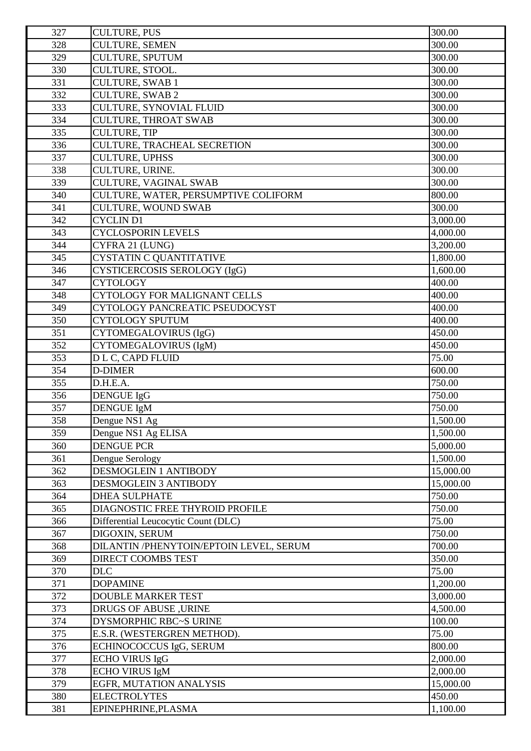| | | |
|---|---|---|
| 327 | CULTURE, PUS | 300.00 |
| 328 | CULTURE, SEMEN | 300.00 |
| 329 | CULTURE, SPUTUM | 300.00 |
| 330 | CULTURE, STOOL. | 300.00 |
| 331 | CULTURE, SWAB 1 | 300.00 |
| 332 | CULTURE, SWAB 2 | 300.00 |
| 333 | CULTURE, SYNOVIAL FLUID | 300.00 |
| 334 | CULTURE, THROAT SWAB | 300.00 |
| 335 | CULTURE, TIP | 300.00 |
| 336 | CULTURE, TRACHEAL SECRETION | 300.00 |
| 337 | CULTURE, UPHSS | 300.00 |
| 338 | CULTURE, URINE. | 300.00 |
| 339 | CULTURE, VAGINAL SWAB | 300.00 |
| 340 | CULTURE, WATER, PERSUMPTIVE COLIFORM | 800.00 |
| 341 | CULTURE, WOUND SWAB | 300.00 |
| 342 | CYCLIN D1 | 3,000.00 |
| 343 | CYCLOSPORIN LEVELS | 4,000.00 |
| 344 | CYFRA 21 (LUNG) | 3,200.00 |
| 345 | CYSTATIN C QUANTITATIVE | 1,800.00 |
| 346 | CYSTICERCOSIS SEROLOGY (IgG) | 1,600.00 |
| 347 | CYTOLOGY | 400.00 |
| 348 | CYTOLOGY FOR MALIGNANT CELLS | 400.00 |
| 349 | CYTOLOGY PANCREATIC PSEUDOCYST | 400.00 |
| 350 | CYTOLOGY SPUTUM | 400.00 |
| 351 | CYTOMEGALOVIRUS (IgG) | 450.00 |
| 352 | CYTOMEGALOVIRUS (IgM) | 450.00 |
| 353 | D L C, CAPD FLUID | 75.00 |
| 354 | D-DIMER | 600.00 |
| 355 | D.H.E.A. | 750.00 |
| 356 | DENGUE IgG | 750.00 |
| 357 | DENGUE IgM | 750.00 |
| 358 | Dengue NS1 Ag | 1,500.00 |
| 359 | Dengue NS1 Ag ELISA | 1,500.00 |
| 360 | DENGUE PCR | 5,000.00 |
| 361 | Dengue Serology | 1,500.00 |
| 362 | DESMOGLEIN 1 ANTIBODY | 15,000.00 |
| 363 | DESMOGLEIN 3 ANTIBODY | 15,000.00 |
| 364 | DHEA SULPHATE | 750.00 |
| 365 | DIAGNOSTIC FREE THYROID PROFILE | 750.00 |
| 366 | Differential Leucocytic Count (DLC) | 75.00 |
| 367 | DIGOXIN, SERUM | 750.00 |
| 368 | DILANTIN /PHENYTOIN/EPTOIN LEVEL, SERUM | 700.00 |
| 369 | DIRECT COOMBS TEST | 350.00 |
| 370 | DLC | 75.00 |
| 371 | DOPAMINE | 1,200.00 |
| 372 | DOUBLE MARKER TEST | 3,000.00 |
| 373 | DRUGS OF ABUSE ,URINE | 4,500.00 |
| 374 | DYSMORPHIC RBC~S URINE | 100.00 |
| 375 | E.S.R. (WESTERGREN METHOD). | 75.00 |
| 376 | ECHINOCOCCUS IgG, SERUM | 800.00 |
| 377 | ECHO VIRUS IgG | 2,000.00 |
| 378 | ECHO VIRUS IgM | 2,000.00 |
| 379 | EGFR, MUTATION ANALYSIS | 15,000.00 |
| 380 | ELECTROLYTES | 450.00 |
| 381 | EPINEPHRINE,PLASMA | 1,100.00 |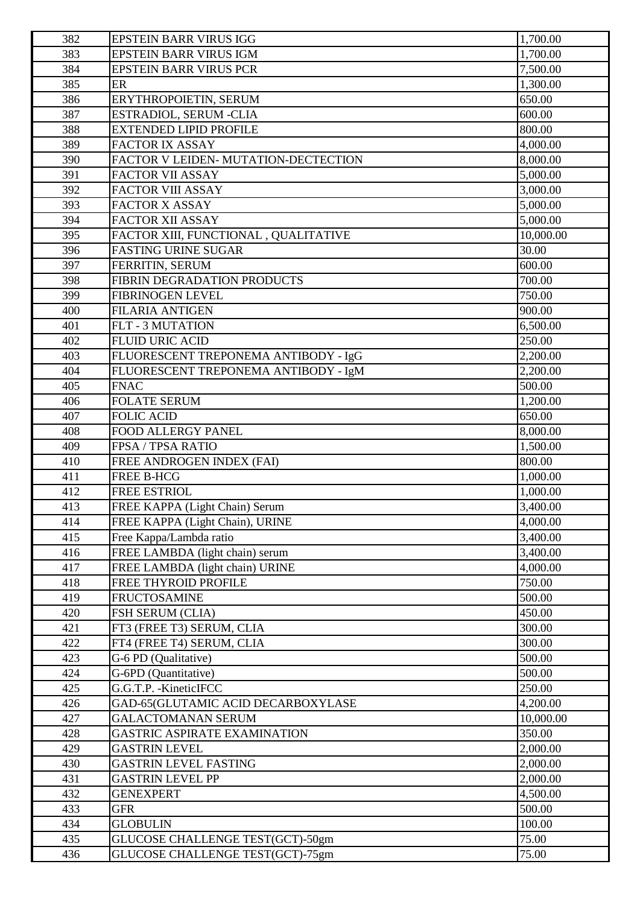| | | |
|---|---|---|
| 382 | EPSTEIN BARR VIRUS IGG | 1,700.00 |
| 383 | EPSTEIN BARR VIRUS IGM | 1,700.00 |
| 384 | EPSTEIN BARR VIRUS PCR | 7,500.00 |
| 385 | ER | 1,300.00 |
| 386 | ERYTHROPOIETIN, SERUM | 650.00 |
| 387 | ESTRADIOL, SERUM -CLIA | 600.00 |
| 388 | EXTENDED LIPID PROFILE | 800.00 |
| 389 | FACTOR IX ASSAY | 4,000.00 |
| 390 | FACTOR V LEIDEN- MUTATION-DECTECTION | 8,000.00 |
| 391 | FACTOR VII ASSAY | 5,000.00 |
| 392 | FACTOR VIII ASSAY | 3,000.00 |
| 393 | FACTOR X ASSAY | 5,000.00 |
| 394 | FACTOR XII ASSAY | 5,000.00 |
| 395 | FACTOR XIII, FUNCTIONAL , QUALITATIVE | 10,000.00 |
| 396 | FASTING URINE SUGAR | 30.00 |
| 397 | FERRITIN, SERUM | 600.00 |
| 398 | FIBRIN DEGRADATION PRODUCTS | 700.00 |
| 399 | FIBRINOGEN LEVEL | 750.00 |
| 400 | FILARIA ANTIGEN | 900.00 |
| 401 | FLT - 3 MUTATION | 6,500.00 |
| 402 | FLUID URIC ACID | 250.00 |
| 403 | FLUORESCENT TREPONEMA ANTIBODY - IgG | 2,200.00 |
| 404 | FLUORESCENT TREPONEMA ANTIBODY - IgM | 2,200.00 |
| 405 | FNAC | 500.00 |
| 406 | FOLATE SERUM | 1,200.00 |
| 407 | FOLIC ACID | 650.00 |
| 408 | FOOD ALLERGY PANEL | 8,000.00 |
| 409 | FPSA / TPSA RATIO | 1,500.00 |
| 410 | FREE ANDROGEN INDEX (FAI) | 800.00 |
| 411 | FREE B-HCG | 1,000.00 |
| 412 | FREE ESTRIOL | 1,000.00 |
| 413 | FREE KAPPA (Light Chain) Serum | 3,400.00 |
| 414 | FREE KAPPA (Light Chain), URINE | 4,000.00 |
| 415 | Free Kappa/Lambda ratio | 3,400.00 |
| 416 | FREE LAMBDA (light chain) serum | 3,400.00 |
| 417 | FREE LAMBDA (light chain) URINE | 4,000.00 |
| 418 | FREE THYROID PROFILE | 750.00 |
| 419 | FRUCTOSAMINE | 500.00 |
| 420 | FSH SERUM (CLIA) | 450.00 |
| 421 | FT3 (FREE T3) SERUM, CLIA | 300.00 |
| 422 | FT4 (FREE T4) SERUM, CLIA | 300.00 |
| 423 | G-6 PD (Qualitative) | 500.00 |
| 424 | G-6PD (Quantitative) | 500.00 |
| 425 | G.G.T.P. -KineticIFCC | 250.00 |
| 426 | GAD-65(GLUTAMIC ACID DECARBOXYLASE | 4,200.00 |
| 427 | GALACTOMANAN SERUM | 10,000.00 |
| 428 | GASTRIC ASPIRATE EXAMINATION | 350.00 |
| 429 | GASTRIN LEVEL | 2,000.00 |
| 430 | GASTRIN LEVEL FASTING | 2,000.00 |
| 431 | GASTRIN LEVEL PP | 2,000.00 |
| 432 | GENEXPERT | 4,500.00 |
| 433 | GFR | 500.00 |
| 434 | GLOBULIN | 100.00 |
| 435 | GLUCOSE CHALLENGE TEST(GCT)-50gm | 75.00 |
| 436 | GLUCOSE CHALLENGE TEST(GCT)-75gm | 75.00 |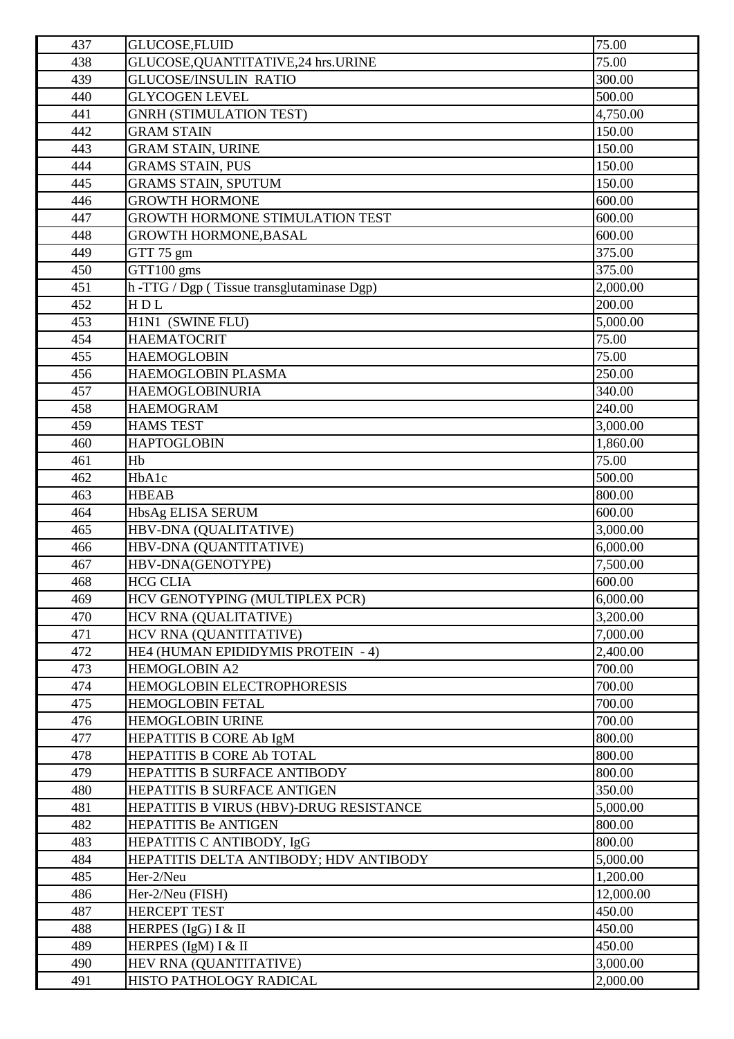| | | |
|---|---|---|
| 437 | GLUCOSE,FLUID | 75.00 |
| 438 | GLUCOSE,QUANTITATIVE,24 hrs.URINE | 75.00 |
| 439 | GLUCOSE/INSULIN RATIO | 300.00 |
| 440 | GLYCOGEN LEVEL | 500.00 |
| 441 | GNRH (STIMULATION TEST) | 4,750.00 |
| 442 | GRAM STAIN | 150.00 |
| 443 | GRAM STAIN, URINE | 150.00 |
| 444 | GRAMS STAIN, PUS | 150.00 |
| 445 | GRAMS STAIN, SPUTUM | 150.00 |
| 446 | GROWTH HORMONE | 600.00 |
| 447 | GROWTH HORMONE STIMULATION TEST | 600.00 |
| 448 | GROWTH HORMONE,BASAL | 600.00 |
| 449 | GTT 75 gm | 375.00 |
| 450 | GTT100 gms | 375.00 |
| 451 | h -TTG / Dgp ( Tissue transglutaminase Dgp) | 2,000.00 |
| 452 | H D L | 200.00 |
| 453 | H1N1 (SWINE FLU) | 5,000.00 |
| 454 | HAEMATOCRIT | 75.00 |
| 455 | HAEMOGLOBIN | 75.00 |
| 456 | HAEMOGLOBIN PLASMA | 250.00 |
| 457 | HAEMOGLOBINURIA | 340.00 |
| 458 | HAEMOGRAM | 240.00 |
| 459 | HAMS TEST | 3,000.00 |
| 460 | HAPTOGLOBIN | 1,860.00 |
| 461 | Hb | 75.00 |
| 462 | HbA1c | 500.00 |
| 463 | HBEAB | 800.00 |
| 464 | HbsAg ELISA SERUM | 600.00 |
| 465 | HBV-DNA (QUALITATIVE) | 3,000.00 |
| 466 | HBV-DNA (QUANTITATIVE) | 6,000.00 |
| 467 | HBV-DNA(GENOTYPE) | 7,500.00 |
| 468 | HCG CLIA | 600.00 |
| 469 | HCV GENOTYPING (MULTIPLEX PCR) | 6,000.00 |
| 470 | HCV RNA (QUALITATIVE) | 3,200.00 |
| 471 | HCV RNA (QUANTITATIVE) | 7,000.00 |
| 472 | HE4 (HUMAN EPIDIDYMIS PROTEIN - 4) | 2,400.00 |
| 473 | HEMOGLOBIN A2 | 700.00 |
| 474 | HEMOGLOBIN ELECTROPHORESIS | 700.00 |
| 475 | HEMOGLOBIN FETAL | 700.00 |
| 476 | HEMOGLOBIN URINE | 700.00 |
| 477 | HEPATITIS B CORE Ab IgM | 800.00 |
| 478 | HEPATITIS B CORE Ab TOTAL | 800.00 |
| 479 | HEPATITIS B SURFACE ANTIBODY | 800.00 |
| 480 | HEPATITIS B SURFACE ANTIGEN | 350.00 |
| 481 | HEPATITIS B VIRUS (HBV)-DRUG RESISTANCE | 5,000.00 |
| 482 | HEPATITIS Be ANTIGEN | 800.00 |
| 483 | HEPATITIS C ANTIBODY, IgG | 800.00 |
| 484 | HEPATITIS DELTA ANTIBODY; HDV ANTIBODY | 5,000.00 |
| 485 | Her-2/Neu | 1,200.00 |
| 486 | Her-2/Neu (FISH) | 12,000.00 |
| 487 | HERCEPT TEST | 450.00 |
| 488 | HERPES (IgG) I & II | 450.00 |
| 489 | HERPES (IgM) I & II | 450.00 |
| 490 | HEV RNA (QUANTITATIVE) | 3,000.00 |
| 491 | HISTO PATHOLOGY RADICAL | 2,000.00 |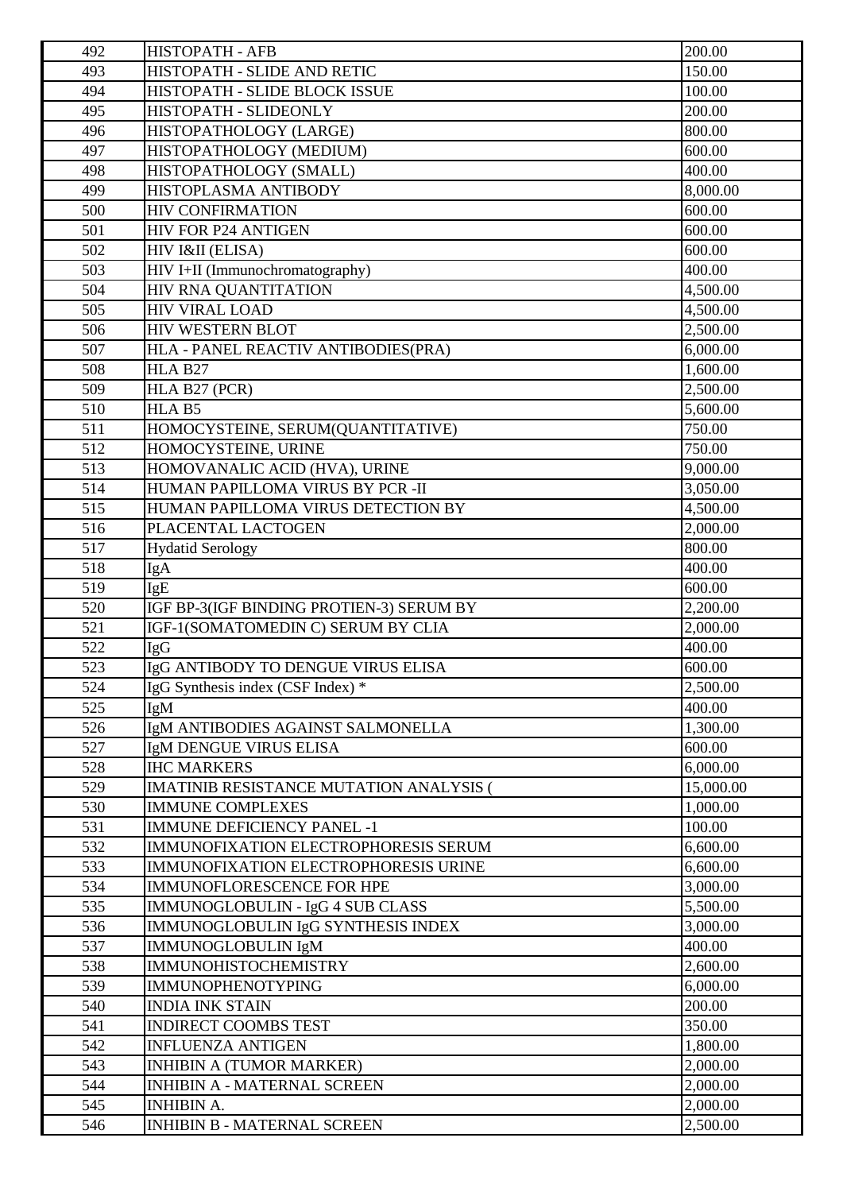| | | |
|---|---|---|
| 492 | HISTOPATH - AFB | 200.00 |
| 493 | HISTOPATH - SLIDE AND RETIC | 150.00 |
| 494 | HISTOPATH - SLIDE BLOCK ISSUE | 100.00 |
| 495 | HISTOPATH - SLIDEONLY | 200.00 |
| 496 | HISTOPATHOLOGY (LARGE) | 800.00 |
| 497 | HISTOPATHOLOGY (MEDIUM) | 600.00 |
| 498 | HISTOPATHOLOGY (SMALL) | 400.00 |
| 499 | HISTOPLASMA ANTIBODY | 8,000.00 |
| 500 | HIV CONFIRMATION | 600.00 |
| 501 | HIV FOR P24 ANTIGEN | 600.00 |
| 502 | HIV I&II (ELISA) | 600.00 |
| 503 | HIV I+II (Immunochromatography) | 400.00 |
| 504 | HIV RNA QUANTITATION | 4,500.00 |
| 505 | HIV VIRAL LOAD | 4,500.00 |
| 506 | HIV WESTERN BLOT | 2,500.00 |
| 507 | HLA - PANEL REACTIV ANTIBODIES(PRA) | 6,000.00 |
| 508 | HLA B27 | 1,600.00 |
| 509 | HLA B27 (PCR) | 2,500.00 |
| 510 | HLA B5 | 5,600.00 |
| 511 | HOMOCYSTEINE, SERUM(QUANTITATIVE) | 750.00 |
| 512 | HOMOCYSTEINE, URINE | 750.00 |
| 513 | HOMOVANALIC ACID (HVA), URINE | 9,000.00 |
| 514 | HUMAN PAPILLOMA VIRUS BY PCR -II | 3,050.00 |
| 515 | HUMAN PAPILLOMA VIRUS DETECTION BY | 4,500.00 |
| 516 | PLACENTAL LACTOGEN | 2,000.00 |
| 517 | Hydatid Serology | 800.00 |
| 518 | IgA | 400.00 |
| 519 | IgE | 600.00 |
| 520 | IGF BP-3(IGF BINDING PROTIEN-3) SERUM BY | 2,200.00 |
| 521 | IGF-1(SOMATOMEDIN C) SERUM BY CLIA | 2,000.00 |
| 522 | IgG | 400.00 |
| 523 | IgG ANTIBODY TO DENGUE VIRUS ELISA | 600.00 |
| 524 | IgG Synthesis index (CSF Index) * | 2,500.00 |
| 525 | IgM | 400.00 |
| 526 | IgM ANTIBODIES AGAINST SALMONELLA | 1,300.00 |
| 527 | IgM DENGUE VIRUS ELISA | 600.00 |
| 528 | IHC MARKERS | 6,000.00 |
| 529 | IMATINIB RESISTANCE MUTATION ANALYSIS ( | 15,000.00 |
| 530 | IMMUNE COMPLEXES | 1,000.00 |
| 531 | IMMUNE DEFICIENCY PANEL -1 | 100.00 |
| 532 | IMMUNOFIXATION ELECTROPHORESIS SERUM | 6,600.00 |
| 533 | IMMUNOFIXATION ELECTROPHORESIS URINE | 6,600.00 |
| 534 | IMMUNOFLORESCENCE FOR HPE | 3,000.00 |
| 535 | IMMUNOGLOBULIN - IgG 4 SUB CLASS | 5,500.00 |
| 536 | IMMUNOGLOBULIN IgG SYNTHESIS INDEX | 3,000.00 |
| 537 | IMMUNOGLOBULIN IgM | 400.00 |
| 538 | IMMUNOHISTOCHEMISTRY | 2,600.00 |
| 539 | IMMUNOPHENOTYPING | 6,000.00 |
| 540 | INDIA INK STAIN | 200.00 |
| 541 | INDIRECT COOMBS TEST | 350.00 |
| 542 | INFLUENZA ANTIGEN | 1,800.00 |
| 543 | INHIBIN A (TUMOR MARKER) | 2,000.00 |
| 544 | INHIBIN A - MATERNAL SCREEN | 2,000.00 |
| 545 | INHIBIN A. | 2,000.00 |
| 546 | INHIBIN B - MATERNAL SCREEN | 2,500.00 |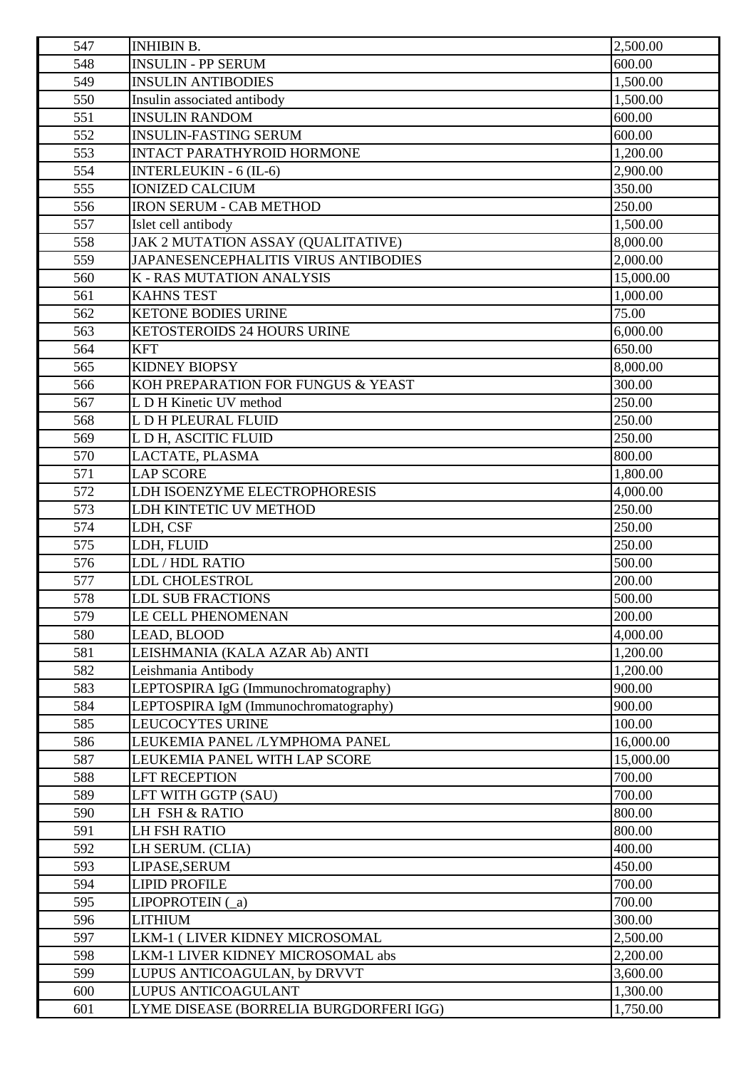| | | |
|---|---|---|
| 547 | INHIBIN B. | 2,500.00 |
| 548 | INSULIN - PP SERUM | 600.00 |
| 549 | INSULIN ANTIBODIES | 1,500.00 |
| 550 | Insulin associated antibody | 1,500.00 |
| 551 | INSULIN RANDOM | 600.00 |
| 552 | INSULIN-FASTING SERUM | 600.00 |
| 553 | INTACT PARATHYROID HORMONE | 1,200.00 |
| 554 | INTERLEUKIN - 6 (IL-6) | 2,900.00 |
| 555 | IONIZED CALCIUM | 350.00 |
| 556 | IRON SERUM - CAB METHOD | 250.00 |
| 557 | Islet cell antibody | 1,500.00 |
| 558 | JAK 2 MUTATION ASSAY (QUALITATIVE) | 8,000.00 |
| 559 | JAPANESENCEPHALITIS VIRUS ANTIBODIES | 2,000.00 |
| 560 | K - RAS MUTATION ANALYSIS | 15,000.00 |
| 561 | KAHNS TEST | 1,000.00 |
| 562 | KETONE BODIES URINE | 75.00 |
| 563 | KETOSTEROIDS 24 HOURS URINE | 6,000.00 |
| 564 | KFT | 650.00 |
| 565 | KIDNEY BIOPSY | 8,000.00 |
| 566 | KOH PREPARATION FOR FUNGUS & YEAST | 300.00 |
| 567 | L D H Kinetic UV method | 250.00 |
| 568 | L D H PLEURAL FLUID | 250.00 |
| 569 | L D H, ASCITIC FLUID | 250.00 |
| 570 | LACTATE, PLASMA | 800.00 |
| 571 | LAP SCORE | 1,800.00 |
| 572 | LDH ISOENZYME ELECTROPHORESIS | 4,000.00 |
| 573 | LDH KINTETIC UV METHOD | 250.00 |
| 574 | LDH, CSF | 250.00 |
| 575 | LDH, FLUID | 250.00 |
| 576 | LDL / HDL RATIO | 500.00 |
| 577 | LDL CHOLESTROL | 200.00 |
| 578 | LDL SUB FRACTIONS | 500.00 |
| 579 | LE CELL PHENOMENAN | 200.00 |
| 580 | LEAD, BLOOD | 4,000.00 |
| 581 | LEISHMANIA (KALA AZAR Ab) ANTI | 1,200.00 |
| 582 | Leishmania Antibody | 1,200.00 |
| 583 | LEPTOSPIRA IgG (Immunochromatography) | 900.00 |
| 584 | LEPTOSPIRA IgM (Immunochromatography) | 900.00 |
| 585 | LEUCOCYTES URINE | 100.00 |
| 586 | LEUKEMIA PANEL /LYMPHOMA PANEL | 16,000.00 |
| 587 | LEUKEMIA PANEL WITH LAP SCORE | 15,000.00 |
| 588 | LFT RECEPTION | 700.00 |
| 589 | LFT WITH GGTP (SAU) | 700.00 |
| 590 | LH FSH & RATIO | 800.00 |
| 591 | LH FSH RATIO | 800.00 |
| 592 | LH SERUM. (CLIA) | 400.00 |
| 593 | LIPASE,SERUM | 450.00 |
| 594 | LIPID PROFILE | 700.00 |
| 595 | LIPOPROTEIN (_a) | 700.00 |
| 596 | LITHIUM | 300.00 |
| 597 | LKM-1 ( LIVER KIDNEY MICROSOMAL | 2,500.00 |
| 598 | LKM-1 LIVER KIDNEY MICROSOMAL abs | 2,200.00 |
| 599 | LUPUS ANTICOAGULAN, by DRVVT | 3,600.00 |
| 600 | LUPUS ANTICOAGULANT | 1,300.00 |
| 601 | LYME DISEASE (BORRELIA BURGDORFERI IGG) | 1,750.00 |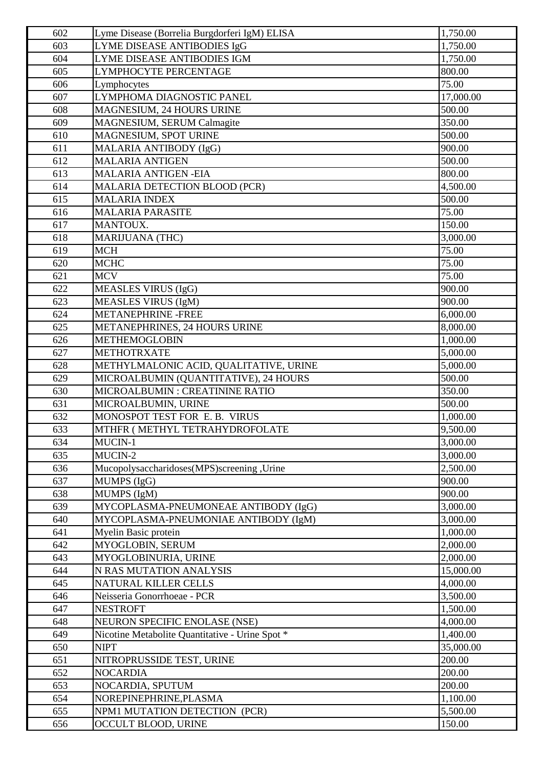| | | |
|---|---|---|
| 602 | Lyme Disease (Borrelia Burgdorferi IgM) ELISA | 1,750.00 |
| 603 | LYME DISEASE ANTIBODIES IgG | 1,750.00 |
| 604 | LYME DISEASE ANTIBODIES IGM | 1,750.00 |
| 605 | LYMPHOCYTE PERCENTAGE | 800.00 |
| 606 | Lymphocytes | 75.00 |
| 607 | LYMPHOMA DIAGNOSTIC PANEL | 17,000.00 |
| 608 | MAGNESIUM, 24 HOURS URINE | 500.00 |
| 609 | MAGNESIUM, SERUM Calmagite | 350.00 |
| 610 | MAGNESIUM, SPOT URINE | 500.00 |
| 611 | MALARIA ANTIBODY (IgG) | 900.00 |
| 612 | MALARIA ANTIGEN | 500.00 |
| 613 | MALARIA ANTIGEN -EIA | 800.00 |
| 614 | MALARIA DETECTION BLOOD (PCR) | 4,500.00 |
| 615 | MALARIA INDEX | 500.00 |
| 616 | MALARIA PARASITE | 75.00 |
| 617 | MANTOUX. | 150.00 |
| 618 | MARIJUANA (THC) | 3,000.00 |
| 619 | MCH | 75.00 |
| 620 | MCHC | 75.00 |
| 621 | MCV | 75.00 |
| 622 | MEASLES VIRUS (IgG) | 900.00 |
| 623 | MEASLES VIRUS (IgM) | 900.00 |
| 624 | METANEPHRINE -FREE | 6,000.00 |
| 625 | METANEPHRINES, 24 HOURS URINE | 8,000.00 |
| 626 | METHEMOGLOBIN | 1,000.00 |
| 627 | METHOTRXATE | 5,000.00 |
| 628 | METHYLMALONIC ACID, QUALITATIVE, URINE | 5,000.00 |
| 629 | MICROALBUMIN (QUANTITATIVE), 24 HOURS | 500.00 |
| 630 | MICROALBUMIN : CREATININE RATIO | 350.00 |
| 631 | MICROALBUMIN, URINE | 500.00 |
| 632 | MONOSPOT TEST FOR E. B. VIRUS | 1,000.00 |
| 633 | MTHFR ( METHYL TETRAHYDROFOLATE | 9,500.00 |
| 634 | MUCIN-1 | 3,000.00 |
| 635 | MUCIN-2 | 3,000.00 |
| 636 | Mucopolysaccharidoses(MPS)screening ,Urine | 2,500.00 |
| 637 | MUMPS (IgG) | 900.00 |
| 638 | MUMPS (IgM) | 900.00 |
| 639 | MYCOPLASMA-PNEUMONEAE ANTIBODY (IgG) | 3,000.00 |
| 640 | MYCOPLASMA-PNEUMONIAE ANTIBODY (IgM) | 3,000.00 |
| 641 | Myelin Basic protein | 1,000.00 |
| 642 | MYOGLOBIN, SERUM | 2,000.00 |
| 643 | MYOGLOBINURIA, URINE | 2,000.00 |
| 644 | N RAS MUTATION ANALYSIS | 15,000.00 |
| 645 | NATURAL KILLER CELLS | 4,000.00 |
| 646 | Neisseria Gonorrhoeae - PCR | 3,500.00 |
| 647 | NESTROFT | 1,500.00 |
| 648 | NEURON SPECIFIC ENOLASE (NSE) | 4,000.00 |
| 649 | Nicotine Metabolite Quantitative - Urine Spot * | 1,400.00 |
| 650 | NIPT | 35,000.00 |
| 651 | NITROPRUSSIDE TEST, URINE | 200.00 |
| 652 | NOCARDIA | 200.00 |
| 653 | NOCARDIA, SPUTUM | 200.00 |
| 654 | NOREPINEPHRINE,PLASMA | 1,100.00 |
| 655 | NPM1 MUTATION DETECTION (PCR) | 5,500.00 |
| 656 | OCCULT BLOOD, URINE | 150.00 |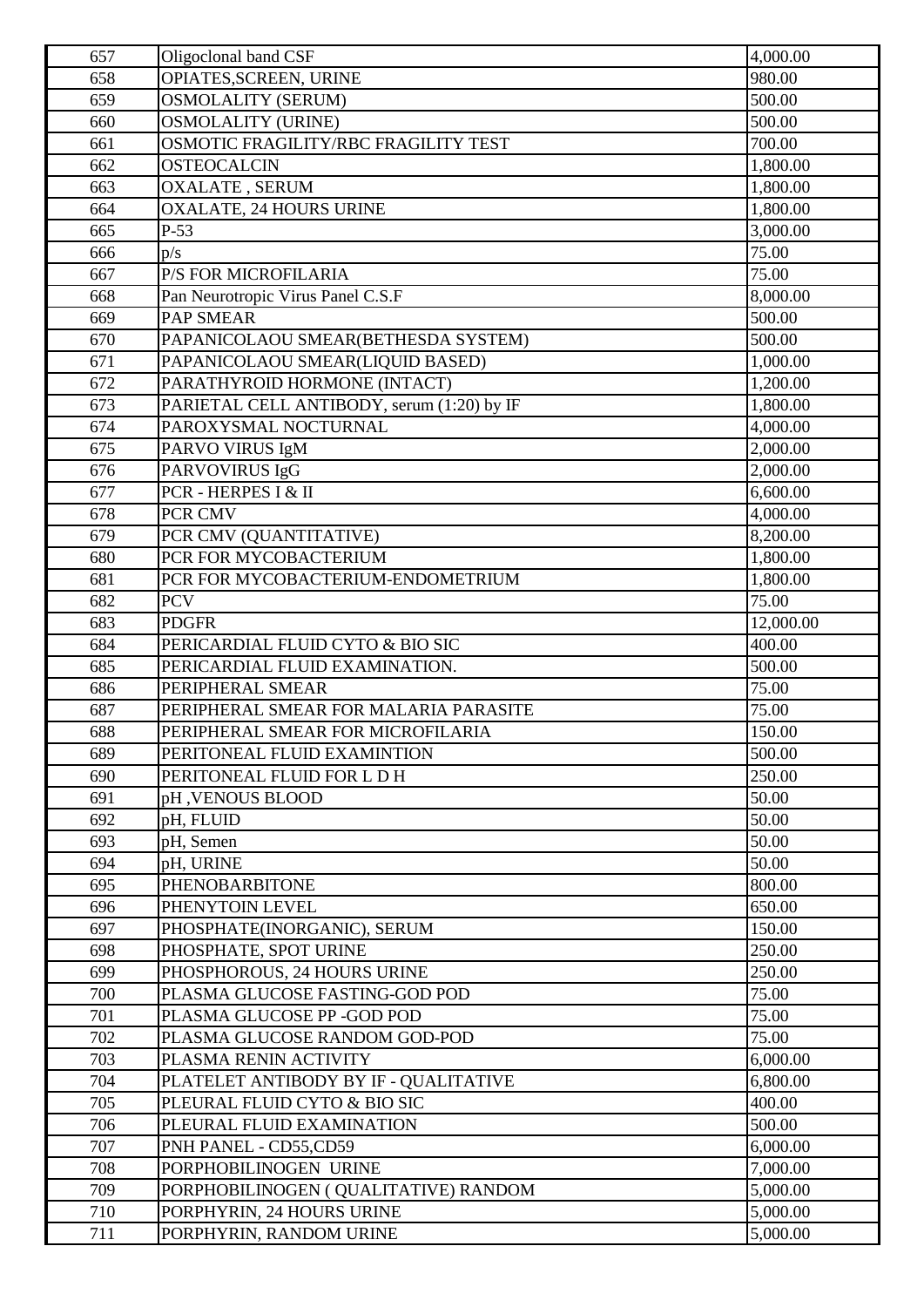| | | |
|---|---|---|
| 657 | Oligoclonal band CSF | 4,000.00 |
| 658 | OPIATES,SCREEN, URINE | 980.00 |
| 659 | OSMOLALITY (SERUM) | 500.00 |
| 660 | OSMOLALITY (URINE) | 500.00 |
| 661 | OSMOTIC FRAGILITY/RBC FRAGILITY TEST | 700.00 |
| 662 | OSTEOCALCIN | 1,800.00 |
| 663 | OXALATE , SERUM | 1,800.00 |
| 664 | OXALATE, 24 HOURS URINE | 1,800.00 |
| 665 | P-53 | 3,000.00 |
| 666 | p/s | 75.00 |
| 667 | P/S FOR MICROFILARIA | 75.00 |
| 668 | Pan Neurotropic Virus Panel C.S.F | 8,000.00 |
| 669 | PAP SMEAR | 500.00 |
| 670 | PAPANICOLAOU SMEAR(BETHESDA SYSTEM) | 500.00 |
| 671 | PAPANICOLAOU SMEAR(LIQUID BASED) | 1,000.00 |
| 672 | PARATHYROID HORMONE (INTACT) | 1,200.00 |
| 673 | PARIETAL CELL ANTIBODY, serum (1:20) by IF | 1,800.00 |
| 674 | PAROXYSMAL NOCTURNAL | 4,000.00 |
| 675 | PARVO VIRUS IgM | 2,000.00 |
| 676 | PARVOVIRUS IgG | 2,000.00 |
| 677 | PCR - HERPES I & II | 6,600.00 |
| 678 | PCR CMV | 4,000.00 |
| 679 | PCR CMV (QUANTITATIVE) | 8,200.00 |
| 680 | PCR FOR MYCOBACTERIUM | 1,800.00 |
| 681 | PCR FOR MYCOBACTERIUM-ENDOMETRIUM | 1,800.00 |
| 682 | PCV | 75.00 |
| 683 | PDGFR | 12,000.00 |
| 684 | PERICARDIAL FLUID CYTO & BIO SIC | 400.00 |
| 685 | PERICARDIAL FLUID EXAMINATION. | 500.00 |
| 686 | PERIPHERAL SMEAR | 75.00 |
| 687 | PERIPHERAL SMEAR FOR MALARIA PARASITE | 75.00 |
| 688 | PERIPHERAL SMEAR FOR MICROFILARIA | 150.00 |
| 689 | PERITONEAL FLUID EXAMINTION | 500.00 |
| 690 | PERITONEAL FLUID FOR L D H | 250.00 |
| 691 | pH ,VENOUS BLOOD | 50.00 |
| 692 | pH, FLUID | 50.00 |
| 693 | pH, Semen | 50.00 |
| 694 | pH, URINE | 50.00 |
| 695 | PHENOBARBITONE | 800.00 |
| 696 | PHENYTOIN LEVEL | 650.00 |
| 697 | PHOSPHATE(INORGANIC), SERUM | 150.00 |
| 698 | PHOSPHATE, SPOT URINE | 250.00 |
| 699 | PHOSPHOROUS, 24 HOURS URINE | 250.00 |
| 700 | PLASMA GLUCOSE FASTING-GOD POD | 75.00 |
| 701 | PLASMA GLUCOSE PP -GOD POD | 75.00 |
| 702 | PLASMA GLUCOSE RANDOM GOD-POD | 75.00 |
| 703 | PLASMA RENIN ACTIVITY | 6,000.00 |
| 704 | PLATELET ANTIBODY BY IF - QUALITATIVE | 6,800.00 |
| 705 | PLEURAL FLUID CYTO & BIO SIC | 400.00 |
| 706 | PLEURAL FLUID EXAMINATION | 500.00 |
| 707 | PNH PANEL - CD55,CD59 | 6,000.00 |
| 708 | PORPHOBILINOGEN URINE | 7,000.00 |
| 709 | PORPHOBILINOGEN ( QUALITATIVE) RANDOM | 5,000.00 |
| 710 | PORPHYRIN, 24 HOURS URINE | 5,000.00 |
| 711 | PORPHYRIN, RANDOM URINE | 5,000.00 |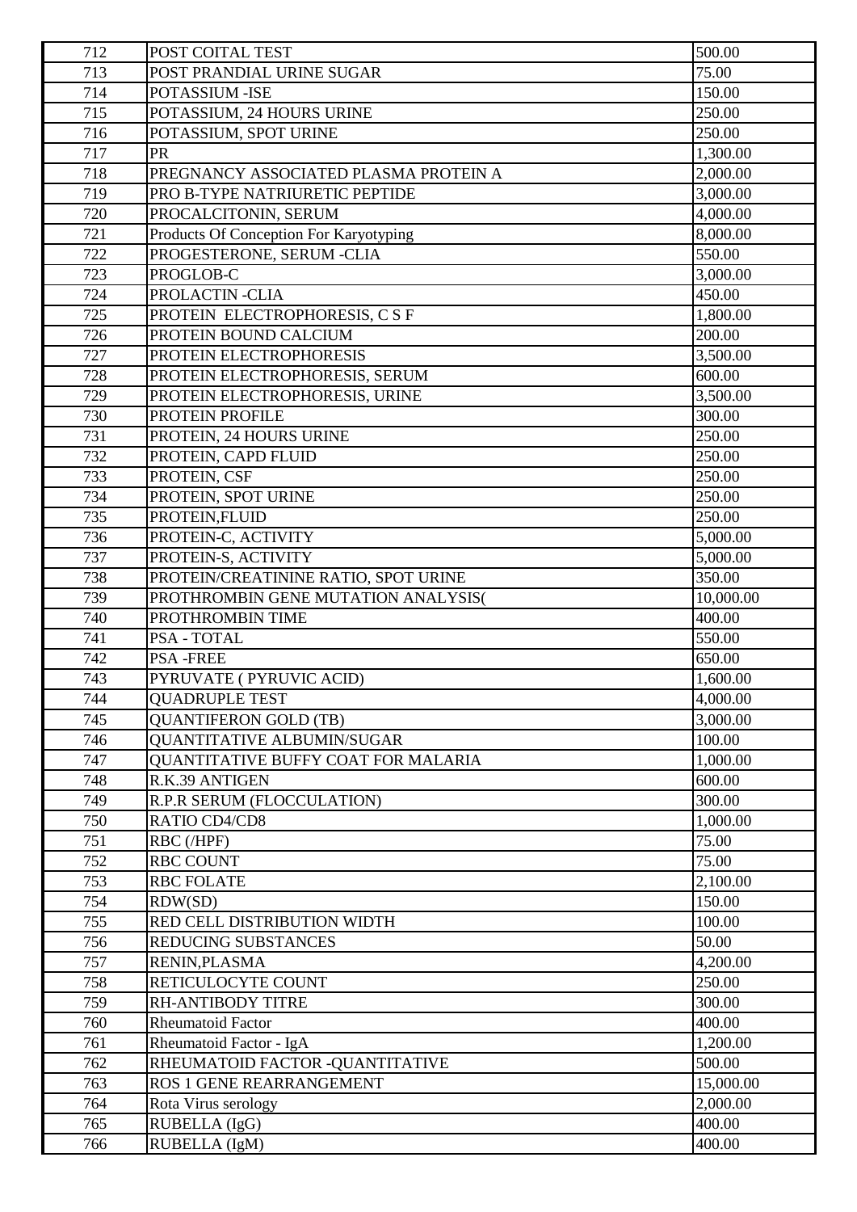| | | |
|---|---|---|
| 712 | POST COITAL TEST | 500.00 |
| 713 | POST PRANDIAL URINE SUGAR | 75.00 |
| 714 | POTASSIUM -ISE | 150.00 |
| 715 | POTASSIUM, 24 HOURS URINE | 250.00 |
| 716 | POTASSIUM, SPOT URINE | 250.00 |
| 717 | PR | 1,300.00 |
| 718 | PREGNANCY ASSOCIATED PLASMA PROTEIN A | 2,000.00 |
| 719 | PRO B-TYPE NATRIURETIC PEPTIDE | 3,000.00 |
| 720 | PROCALCITONIN, SERUM | 4,000.00 |
| 721 | Products Of Conception For Karyotyping | 8,000.00 |
| 722 | PROGESTERONE, SERUM -CLIA | 550.00 |
| 723 | PROGLOB-C | 3,000.00 |
| 724 | PROLACTIN -CLIA | 450.00 |
| 725 | PROTEIN ELECTROPHORESIS, C S F | 1,800.00 |
| 726 | PROTEIN BOUND CALCIUM | 200.00 |
| 727 | PROTEIN ELECTROPHORESIS | 3,500.00 |
| 728 | PROTEIN ELECTROPHORESIS, SERUM | 600.00 |
| 729 | PROTEIN ELECTROPHORESIS, URINE | 3,500.00 |
| 730 | PROTEIN PROFILE | 300.00 |
| 731 | PROTEIN, 24 HOURS URINE | 250.00 |
| 732 | PROTEIN, CAPD FLUID | 250.00 |
| 733 | PROTEIN, CSF | 250.00 |
| 734 | PROTEIN, SPOT URINE | 250.00 |
| 735 | PROTEIN,FLUID | 250.00 |
| 736 | PROTEIN-C, ACTIVITY | 5,000.00 |
| 737 | PROTEIN-S, ACTIVITY | 5,000.00 |
| 738 | PROTEIN/CREATININE RATIO, SPOT URINE | 350.00 |
| 739 | PROTHROMBIN GENE MUTATION ANALYSIS( | 10,000.00 |
| 740 | PROTHROMBIN TIME | 400.00 |
| 741 | PSA - TOTAL | 550.00 |
| 742 | PSA -FREE | 650.00 |
| 743 | PYRUVATE ( PYRUVIC ACID) | 1,600.00 |
| 744 | QUADRUPLE TEST | 4,000.00 |
| 745 | QUANTIFERON GOLD (TB) | 3,000.00 |
| 746 | QUANTITATIVE ALBUMIN/SUGAR | 100.00 |
| 747 | QUANTITATIVE BUFFY COAT FOR MALARIA | 1,000.00 |
| 748 | R.K.39 ANTIGEN | 600.00 |
| 749 | R.P.R SERUM (FLOCCULATION) | 300.00 |
| 750 | RATIO CD4/CD8 | 1,000.00 |
| 751 | RBC (/HPF) | 75.00 |
| 752 | RBC COUNT | 75.00 |
| 753 | RBC FOLATE | 2,100.00 |
| 754 | RDW(SD) | 150.00 |
| 755 | RED CELL DISTRIBUTION WIDTH | 100.00 |
| 756 | REDUCING SUBSTANCES | 50.00 |
| 757 | RENIN,PLASMA | 4,200.00 |
| 758 | RETICULOCYTE COUNT | 250.00 |
| 759 | RH-ANTIBODY TITRE | 300.00 |
| 760 | Rheumatoid Factor | 400.00 |
| 761 | Rheumatoid Factor - IgA | 1,200.00 |
| 762 | RHEUMATOID FACTOR -QUANTITATIVE | 500.00 |
| 763 | ROS 1 GENE REARRANGEMENT | 15,000.00 |
| 764 | Rota Virus serology | 2,000.00 |
| 765 | RUBELLA (IgG) | 400.00 |
| 766 | RUBELLA (IgM) | 400.00 |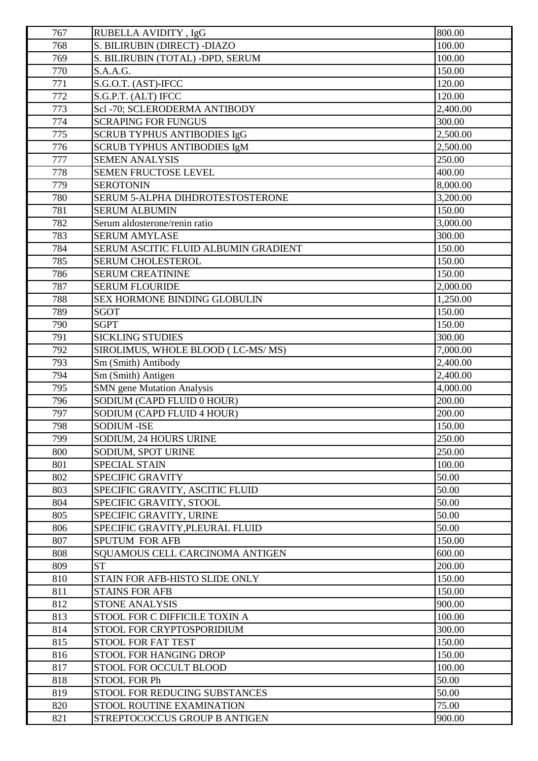| | | |
|---|---|---|
| 767 | RUBELLA AVIDITY , IgG | 800.00 |
| 768 | S. BILIRUBIN (DIRECT) -DIAZO | 100.00 |
| 769 | S. BILIRUBIN (TOTAL) -DPD, SERUM | 100.00 |
| 770 | S.A.A.G. | 150.00 |
| 771 | S.G.O.T. (AST)-IFCC | 120.00 |
| 772 | S.G.P.T. (ALT) IFCC | 120.00 |
| 773 | Scl -70; SCLERODERMA ANTIBODY | 2,400.00 |
| 774 | SCRAPING FOR FUNGUS | 300.00 |
| 775 | SCRUB TYPHUS ANTIBODIES IgG | 2,500.00 |
| 776 | SCRUB TYPHUS ANTIBODIES IgM | 2,500.00 |
| 777 | SEMEN ANALYSIS | 250.00 |
| 778 | SEMEN FRUCTOSE LEVEL | 400.00 |
| 779 | SEROTONIN | 8,000.00 |
| 780 | SERUM 5-ALPHA DIHDROTESTOSTERONE | 3,200.00 |
| 781 | SERUM ALBUMIN | 150.00 |
| 782 | Serum aldosterone/renin ratio | 3,000.00 |
| 783 | SERUM AMYLASE | 300.00 |
| 784 | SERUM ASCITIC FLUID ALBUMIN GRADIENT | 150.00 |
| 785 | SERUM CHOLESTEROL | 150.00 |
| 786 | SERUM CREATININE | 150.00 |
| 787 | SERUM FLOURIDE | 2,000.00 |
| 788 | SEX HORMONE BINDING GLOBULIN | 1,250.00 |
| 789 | SGOT | 150.00 |
| 790 | SGPT | 150.00 |
| 791 | SICKLING STUDIES | 300.00 |
| 792 | SIROLIMUS, WHOLE BLOOD ( LC-MS/ MS) | 7,000.00 |
| 793 | Sm (Smith) Antibody | 2,400.00 |
| 794 | Sm (Smith) Antigen | 2,400.00 |
| 795 | SMN gene Mutation Analysis | 4,000.00 |
| 796 | SODIUM (CAPD FLUID 0 HOUR) | 200.00 |
| 797 | SODIUM (CAPD FLUID 4 HOUR) | 200.00 |
| 798 | SODIUM -ISE | 150.00 |
| 799 | SODIUM, 24 HOURS URINE | 250.00 |
| 800 | SODIUM, SPOT URINE | 250.00 |
| 801 | SPECIAL STAIN | 100.00 |
| 802 | SPECIFIC GRAVITY | 50.00 |
| 803 | SPECIFIC GRAVITY, ASCITIC FLUID | 50.00 |
| 804 | SPECIFIC GRAVITY, STOOL | 50.00 |
| 805 | SPECIFIC GRAVITY, URINE | 50.00 |
| 806 | SPECIFIC GRAVITY,PLEURAL FLUID | 50.00 |
| 807 | SPUTUM FOR AFB | 150.00 |
| 808 | SQUAMOUS CELL CARCINOMA ANTIGEN | 600.00 |
| 809 | ST | 200.00 |
| 810 | STAIN FOR AFB-HISTO SLIDE ONLY | 150.00 |
| 811 | STAINS FOR AFB | 150.00 |
| 812 | STONE ANALYSIS | 900.00 |
| 813 | STOOL FOR C DIFFICILE TOXIN A | 100.00 |
| 814 | STOOL FOR CRYPTOSPORIDIUM | 300.00 |
| 815 | STOOL FOR FAT TEST | 150.00 |
| 816 | STOOL FOR HANGING DROP | 150.00 |
| 817 | STOOL FOR OCCULT BLOOD | 100.00 |
| 818 | STOOL FOR Ph | 50.00 |
| 819 | STOOL FOR REDUCING SUBSTANCES | 50.00 |
| 820 | STOOL ROUTINE EXAMINATION | 75.00 |
| 821 | STREPTOCOCCUS GROUP B ANTIGEN | 900.00 |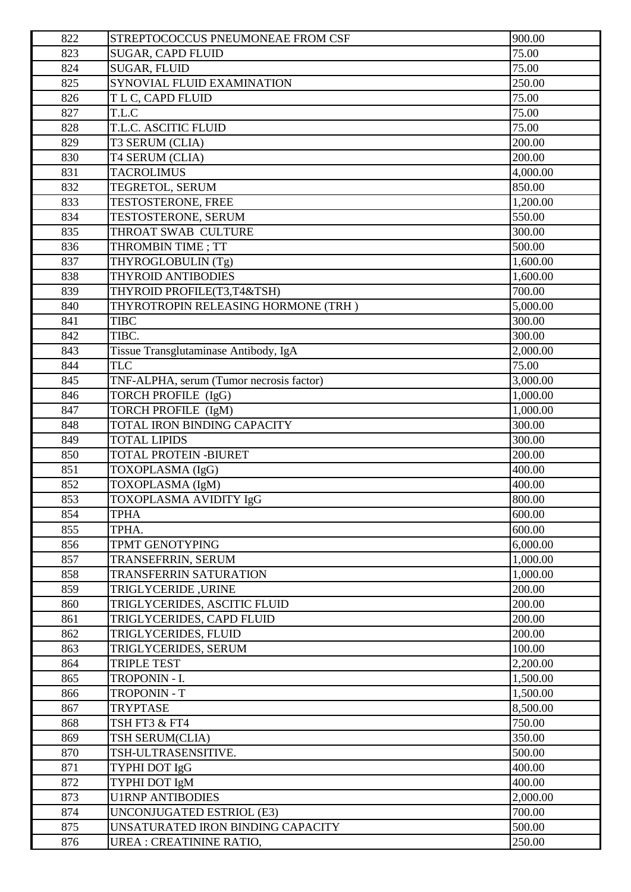| | | |
|---|---|---|
| 822 | STREPTOCOCCUS PNEUMONEAE FROM CSF | 900.00 |
| 823 | SUGAR, CAPD FLUID | 75.00 |
| 824 | SUGAR, FLUID | 75.00 |
| 825 | SYNOVIAL FLUID EXAMINATION | 250.00 |
| 826 | T L C, CAPD FLUID | 75.00 |
| 827 | T.L.C | 75.00 |
| 828 | T.L.C. ASCITIC FLUID | 75.00 |
| 829 | T3 SERUM (CLIA) | 200.00 |
| 830 | T4 SERUM (CLIA) | 200.00 |
| 831 | TACROLIMUS | 4,000.00 |
| 832 | TEGRETOL, SERUM | 850.00 |
| 833 | TESTOSTERONE, FREE | 1,200.00 |
| 834 | TESTOSTERONE, SERUM | 550.00 |
| 835 | THROAT SWAB CULTURE | 300.00 |
| 836 | THROMBIN TIME ; TT | 500.00 |
| 837 | THYROGLOBULIN (Tg) | 1,600.00 |
| 838 | THYROID ANTIBODIES | 1,600.00 |
| 839 | THYROID PROFILE(T3,T4&TSH) | 700.00 |
| 840 | THYROTROPIN RELEASING HORMONE (TRH ) | 5,000.00 |
| 841 | TIBC | 300.00 |
| 842 | TIBC. | 300.00 |
| 843 | Tissue Transglutaminase Antibody, IgA | 2,000.00 |
| 844 | TLC | 75.00 |
| 845 | TNF-ALPHA, serum (Tumor necrosis factor) | 3,000.00 |
| 846 | TORCH PROFILE (IgG) | 1,000.00 |
| 847 | TORCH PROFILE (IgM) | 1,000.00 |
| 848 | TOTAL IRON BINDING CAPACITY | 300.00 |
| 849 | TOTAL LIPIDS | 300.00 |
| 850 | TOTAL PROTEIN -BIURET | 200.00 |
| 851 | TOXOPLASMA (IgG) | 400.00 |
| 852 | TOXOPLASMA (IgM) | 400.00 |
| 853 | TOXOPLASMA AVIDITY IgG | 800.00 |
| 854 | TPHA | 600.00 |
| 855 | TPHA. | 600.00 |
| 856 | TPMT GENOTYPING | 6,000.00 |
| 857 | TRANSEFRRIN, SERUM | 1,000.00 |
| 858 | TRANSFERRIN SATURATION | 1,000.00 |
| 859 | TRIGLYCERIDE ,URINE | 200.00 |
| 860 | TRIGLYCERIDES, ASCITIC FLUID | 200.00 |
| 861 | TRIGLYCERIDES, CAPD FLUID | 200.00 |
| 862 | TRIGLYCERIDES, FLUID | 200.00 |
| 863 | TRIGLYCERIDES, SERUM | 100.00 |
| 864 | TRIPLE TEST | 2,200.00 |
| 865 | TROPONIN - I. | 1,500.00 |
| 866 | TROPONIN - T | 1,500.00 |
| 867 | TRYPTASE | 8,500.00 |
| 868 | TSH FT3 & FT4 | 750.00 |
| 869 | TSH SERUM(CLIA) | 350.00 |
| 870 | TSH-ULTRASENSITIVE. | 500.00 |
| 871 | TYPHI DOT IgG | 400.00 |
| 872 | TYPHI DOT IgM | 400.00 |
| 873 | U1RNP ANTIBODIES | 2,000.00 |
| 874 | UNCONJUGATED ESTRIOL (E3) | 700.00 |
| 875 | UNSATURATED IRON BINDING CAPACITY | 500.00 |
| 876 | UREA : CREATININE RATIO, | 250.00 |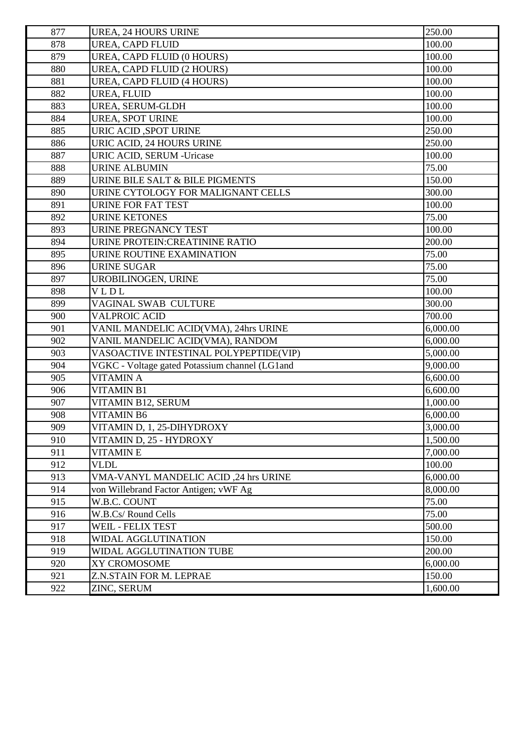| | | |
|---|---|---|
| 877 | UREA, 24 HOURS URINE | 250.00 |
| 878 | UREA, CAPD FLUID | 100.00 |
| 879 | UREA, CAPD FLUID (0 HOURS) | 100.00 |
| 880 | UREA, CAPD FLUID (2 HOURS) | 100.00 |
| 881 | UREA, CAPD FLUID (4 HOURS) | 100.00 |
| 882 | UREA, FLUID | 100.00 |
| 883 | UREA, SERUM-GLDH | 100.00 |
| 884 | UREA, SPOT URINE | 100.00 |
| 885 | URIC ACID ,SPOT URINE | 250.00 |
| 886 | URIC ACID, 24 HOURS URINE | 250.00 |
| 887 | URIC ACID, SERUM -Uricase | 100.00 |
| 888 | URINE ALBUMIN | 75.00 |
| 889 | URINE BILE SALT & BILE PIGMENTS | 150.00 |
| 890 | URINE CYTOLOGY FOR MALIGNANT CELLS | 300.00 |
| 891 | URINE FOR FAT TEST | 100.00 |
| 892 | URINE KETONES | 75.00 |
| 893 | URINE PREGNANCY TEST | 100.00 |
| 894 | URINE PROTEIN:CREATININE RATIO | 200.00 |
| 895 | URINE ROUTINE EXAMINATION | 75.00 |
| 896 | URINE SUGAR | 75.00 |
| 897 | UROBILINOGEN, URINE | 75.00 |
| 898 | V L D L | 100.00 |
| 899 | VAGINAL SWAB CULTURE | 300.00 |
| 900 | VALPROIC ACID | 700.00 |
| 901 | VANIL MANDELIC ACID(VMA), 24hrs URINE | 6,000.00 |
| 902 | VANIL MANDELIC ACID(VMA), RANDOM | 6,000.00 |
| 903 | VASOACTIVE INTESTINAL POLYPEPTIDE(VIP) | 5,000.00 |
| 904 | VGKC - Voltage gated Potassium channel (LG1and | 9,000.00 |
| 905 | VITAMIN A | 6,600.00 |
| 906 | VITAMIN B1 | 6,600.00 |
| 907 | VITAMIN B12, SERUM | 1,000.00 |
| 908 | VITAMIN B6 | 6,000.00 |
| 909 | VITAMIN D, 1, 25-DIHYDROXY | 3,000.00 |
| 910 | VITAMIN D, 25 - HYDROXY | 1,500.00 |
| 911 | VITAMIN E | 7,000.00 |
| 912 | VLDL | 100.00 |
| 913 | VMA-VANYL MANDELIC ACID ,24 hrs URINE | 6,000.00 |
| 914 | von Willebrand Factor Antigen; vWF Ag | 8,000.00 |
| 915 | W.B.C. COUNT | 75.00 |
| 916 | W.B.Cs/ Round Cells | 75.00 |
| 917 | WEIL - FELIX TEST | 500.00 |
| 918 | WIDAL AGGLUTINATION | 150.00 |
| 919 | WIDAL AGGLUTINATION TUBE | 200.00 |
| 920 | XY CROMOSOME | 6,000.00 |
| 921 | Z.N.STAIN FOR M. LEPRAE | 150.00 |
| 922 | ZINC, SERUM | 1,600.00 |